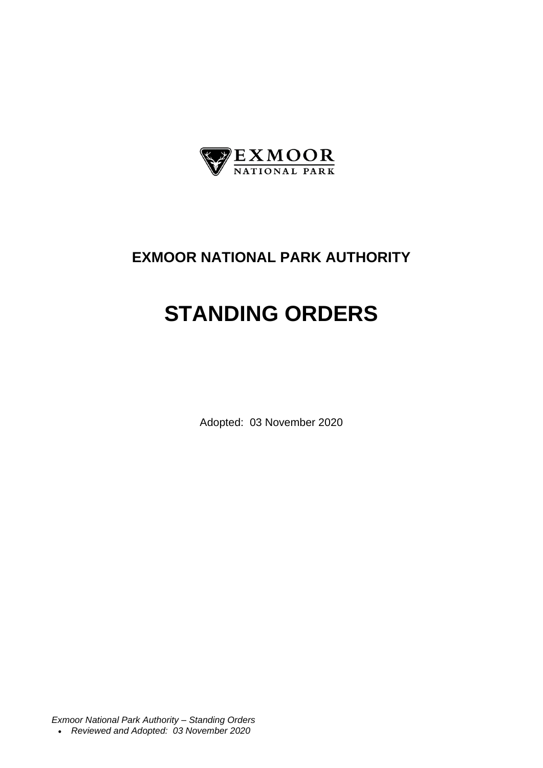EXMOOR
NATIONAL PARK

# EXMOOR NATIONAL PARK AUTHORITY

# STANDING ORDERS

Adopted: 03 November 2020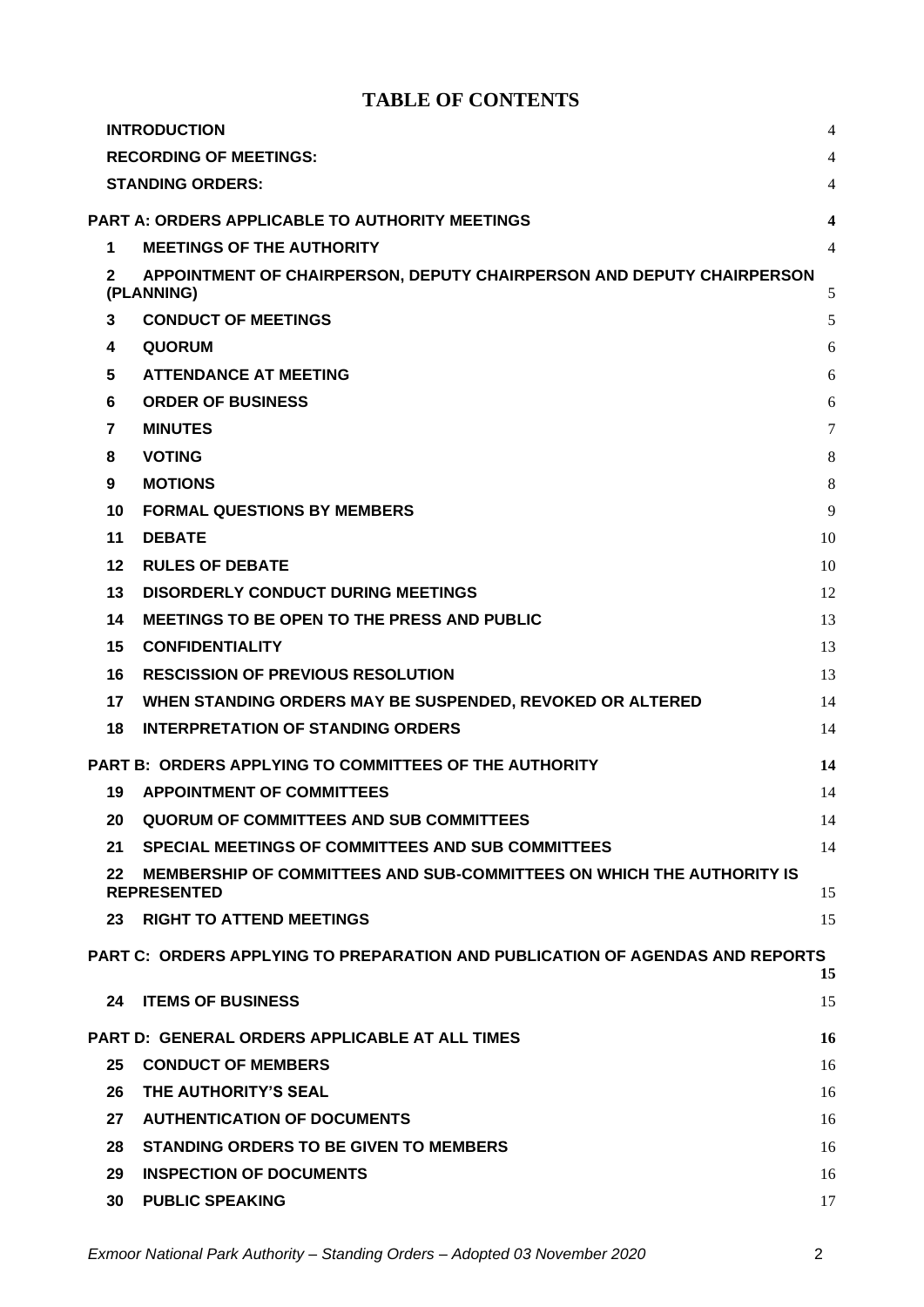# TABLE OF CONTENTS

| | | |
|---|---|---|
| | **INTRODUCTION** | 4 |
| | **RECORDING OF MEETINGS:** | 4 |
| | **STANDING ORDERS:** | 4 |
| **PART A: ORDERS APPLICABLE TO AUTHORITY MEETINGS** | | **4** |
| **1** | **MEETINGS OF THE AUTHORITY** | 4 |
| **2** | **APPOINTMENT OF CHAIRPERSON, DEPUTY CHAIRPERSON AND DEPUTY CHAIRPERSON (PLANNING)** | 5 |
| **3** | **CONDUCT OF MEETINGS** | 5 |
| **4** | **QUORUM** | 6 |
| **5** | **ATTENDANCE AT MEETING** | 6 |
| **6** | **ORDER OF BUSINESS** | 6 |
| **7** | **MINUTES** | 7 |
| **8** | **VOTING** | 8 |
| **9** | **MOTIONS** | 8 |
| **10** | **FORMAL QUESTIONS BY MEMBERS** | 9 |
| **11** | **DEBATE** | 10 |
| **12** | **RULES OF DEBATE** | 10 |
| **13** | **DISORDERLY CONDUCT DURING MEETINGS** | 12 |
| **14** | **MEETINGS TO BE OPEN TO THE PRESS AND PUBLIC** | 13 |
| **15** | **CONFIDENTIALITY** | 13 |
| **16** | **RESCISSION OF PREVIOUS RESOLUTION** | 13 |
| **17** | **WHEN STANDING ORDERS MAY BE SUSPENDED, REVOKED OR ALTERED** | 14 |
| **18** | **INTERPRETATION OF STANDING ORDERS** | 14 |
| **PART B: ORDERS APPLYING TO COMMITTEES OF THE AUTHORITY** | | **14** |
| **19** | **APPOINTMENT OF COMMITTEES** | 14 |
| **20** | **QUORUM OF COMMITTEES AND SUB COMMITTEES** | 14 |
| **21** | **SPECIAL MEETINGS OF COMMITTEES AND SUB COMMITTEES** | 14 |
| **22** | **MEMBERSHIP OF COMMITTEES AND SUB-COMMITTEES ON WHICH THE AUTHORITY IS REPRESENTED** | 15 |
| **23** | **RIGHT TO ATTEND MEETINGS** | 15 |
| **PART C: ORDERS APPLYING TO PREPARATION AND PUBLICATION OF AGENDAS AND REPORTS** | | **15** |
| **24** | **ITEMS OF BUSINESS** | 15 |
| **PART D: GENERAL ORDERS APPLICABLE AT ALL TIMES** | | **16** |
| **25** | **CONDUCT OF MEMBERS** | 16 |
| **26** | **THE AUTHORITY'S SEAL** | 16 |
| **27** | **AUTHENTICATION OF DOCUMENTS** | 16 |
| **28** | **STANDING ORDERS TO BE GIVEN TO MEMBERS** | 16 |
| **29** | **INSPECTION OF DOCUMENTS** | 16 |
| **30** | **PUBLIC SPEAKING** | 17 |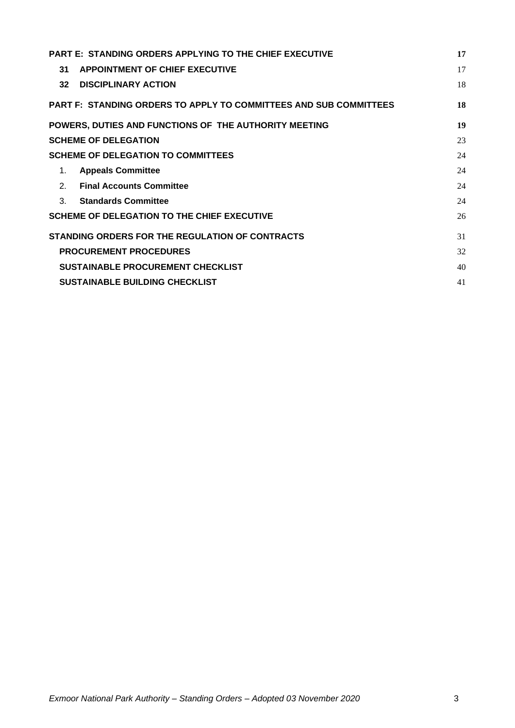| | | |
|---|---|---|
| **PART E: STANDING ORDERS APPLYING TO THE CHIEF EXECUTIVE** | | **17** |
| **31** | **APPOINTMENT OF CHIEF EXECUTIVE** | 17 |
| **32** | **DISCIPLINARY ACTION** | 18 |
| **PART F: STANDING ORDERS TO APPLY TO COMMITTEES AND SUB COMMITTEES** | | **18** |
| **POWERS, DUTIES AND FUNCTIONS OF THE AUTHORITY MEETING** | | **19** |
| **SCHEME OF DELEGATION** | | 23 |
| **SCHEME OF DELEGATION TO COMMITTEES** | | 24 |
| 1. | **Appeals Committee** | 24 |
| 2. | **Final Accounts Committee** | 24 |
| 3. | **Standards Committee** | 24 |
| **SCHEME OF DELEGATION TO THE CHIEF EXECUTIVE** | | 26 |
| **STANDING ORDERS FOR THE REGULATION OF CONTRACTS** | | 31 |
| **PROCUREMENT PROCEDURES** | | 32 |
| **SUSTAINABLE PROCUREMENT CHECKLIST** | | 40 |
| **SUSTAINABLE BUILDING CHECKLIST** | | 41 |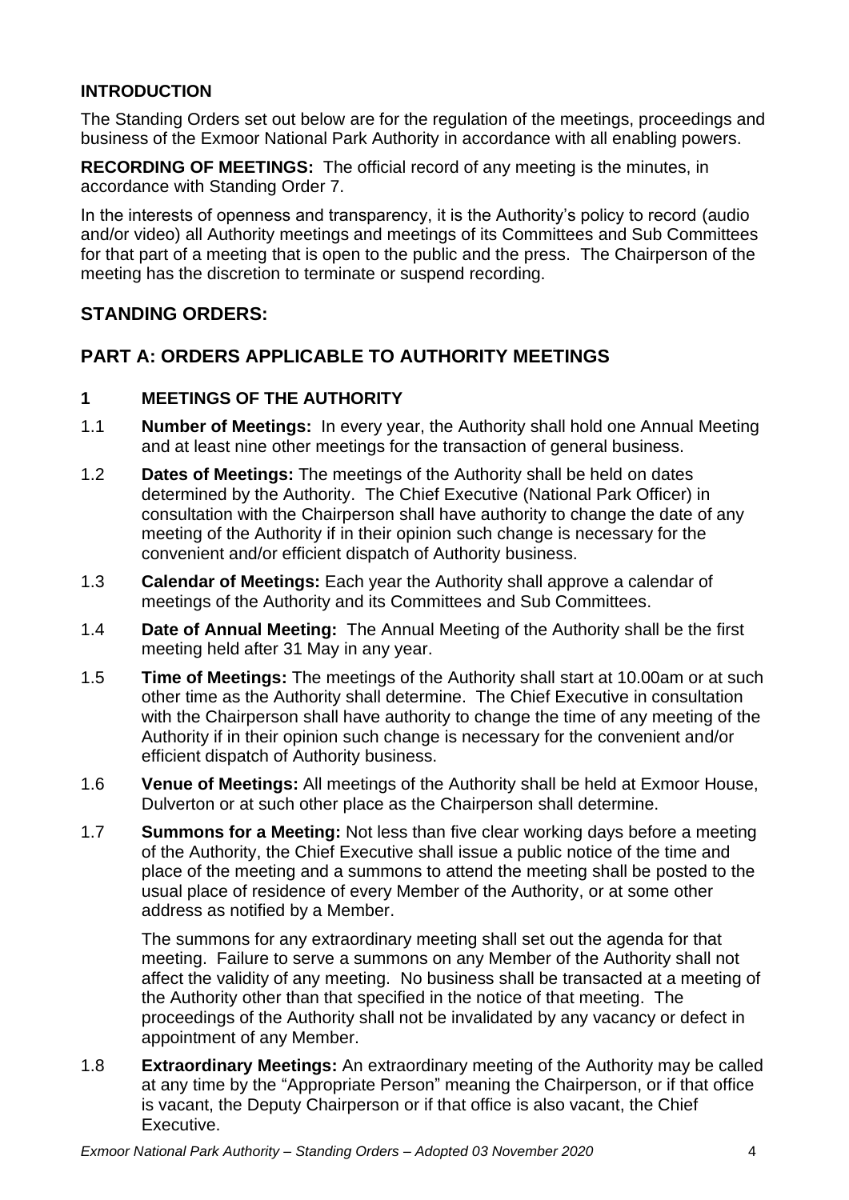**INTRODUCTION**

The Standing Orders set out below are for the regulation of the meetings, proceedings and business of the Exmoor National Park Authority in accordance with all enabling powers.

**RECORDING OF MEETINGS:** The official record of any meeting is the minutes, in accordance with Standing Order 7.

In the interests of openness and transparency, it is the Authority's policy to record (audio and/or video) all Authority meetings and meetings of its Committees and Sub Committees for that part of a meeting that is open to the public and the press. The Chairperson of the meeting has the discretion to terminate or suspend recording.

## STANDING ORDERS:

## PART A: ORDERS APPLICABLE TO AUTHORITY MEETINGS

### 1 MEETINGS OF THE AUTHORITY

1.1 **Number of Meetings:** In every year, the Authority shall hold one Annual Meeting and at least nine other meetings for the transaction of general business.

1.2 **Dates of Meetings:** The meetings of the Authority shall be held on dates determined by the Authority. The Chief Executive (National Park Officer) in consultation with the Chairperson shall have authority to change the date of any meeting of the Authority if in their opinion such change is necessary for the convenient and/or efficient dispatch of Authority business.

1.3 **Calendar of Meetings:** Each year the Authority shall approve a calendar of meetings of the Authority and its Committees and Sub Committees.

1.4 **Date of Annual Meeting:** The Annual Meeting of the Authority shall be the first meeting held after 31 May in any year.

1.5 **Time of Meetings:** The meetings of the Authority shall start at 10.00am or at such other time as the Authority shall determine. The Chief Executive in consultation with the Chairperson shall have authority to change the time of any meeting of the Authority if in their opinion such change is necessary for the convenient and/or efficient dispatch of Authority business.

1.6 **Venue of Meetings:** All meetings of the Authority shall be held at Exmoor House, Dulverton or at such other place as the Chairperson shall determine.

1.7 **Summons for a Meeting:** Not less than five clear working days before a meeting of the Authority, the Chief Executive shall issue a public notice of the time and place of the meeting and a summons to attend the meeting shall be posted to the usual place of residence of every Member of the Authority, or at some other address as notified by a Member.

The summons for any extraordinary meeting shall set out the agenda for that meeting. Failure to serve a summons on any Member of the Authority shall not affect the validity of any meeting. No business shall be transacted at a meeting of the Authority other than that specified in the notice of that meeting. The proceedings of the Authority shall not be invalidated by any vacancy or defect in appointment of any Member.

1.8 **Extraordinary Meetings:** An extraordinary meeting of the Authority may be called at any time by the "Appropriate Person" meaning the Chairperson, or if that office is vacant, the Deputy Chairperson or if that office is also vacant, the Chief Executive.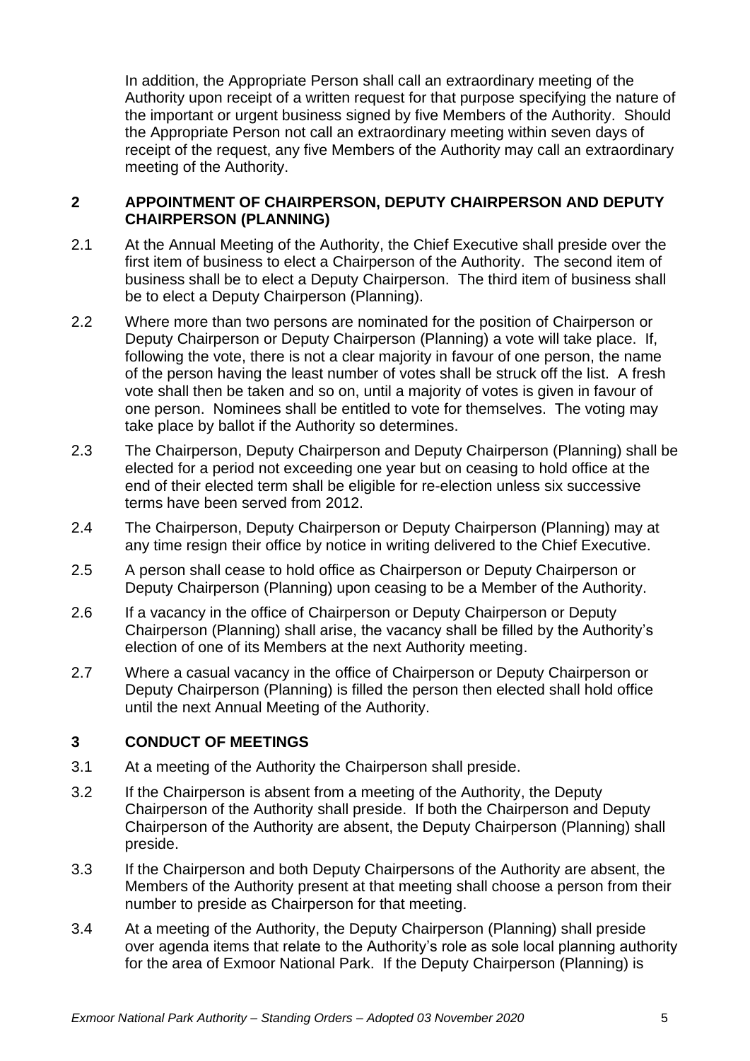In addition, the Appropriate Person shall call an extraordinary meeting of the Authority upon receipt of a written request for that purpose specifying the nature of the important or urgent business signed by five Members of the Authority. Should the Appropriate Person not call an extraordinary meeting within seven days of receipt of the request, any five Members of the Authority may call an extraordinary meeting of the Authority.

## 2 APPOINTMENT OF CHAIRPERSON, DEPUTY CHAIRPERSON AND DEPUTY CHAIRPERSON (PLANNING)

2.1 At the Annual Meeting of the Authority, the Chief Executive shall preside over the first item of business to elect a Chairperson of the Authority. The second item of business shall be to elect a Deputy Chairperson. The third item of business shall be to elect a Deputy Chairperson (Planning).

2.2 Where more than two persons are nominated for the position of Chairperson or Deputy Chairperson or Deputy Chairperson (Planning) a vote will take place. If, following the vote, there is not a clear majority in favour of one person, the name of the person having the least number of votes shall be struck off the list. A fresh vote shall then be taken and so on, until a majority of votes is given in favour of one person. Nominees shall be entitled to vote for themselves. The voting may take place by ballot if the Authority so determines.

2.3 The Chairperson, Deputy Chairperson and Deputy Chairperson (Planning) shall be elected for a period not exceeding one year but on ceasing to hold office at the end of their elected term shall be eligible for re-election unless six successive terms have been served from 2012.

2.4 The Chairperson, Deputy Chairperson or Deputy Chairperson (Planning) may at any time resign their office by notice in writing delivered to the Chief Executive.

2.5 A person shall cease to hold office as Chairperson or Deputy Chairperson or Deputy Chairperson (Planning) upon ceasing to be a Member of the Authority.

2.6 If a vacancy in the office of Chairperson or Deputy Chairperson or Deputy Chairperson (Planning) shall arise, the vacancy shall be filled by the Authority's election of one of its Members at the next Authority meeting.

2.7 Where a casual vacancy in the office of Chairperson or Deputy Chairperson or Deputy Chairperson (Planning) is filled the person then elected shall hold office until the next Annual Meeting of the Authority.

## 3 CONDUCT OF MEETINGS

3.1 At a meeting of the Authority the Chairperson shall preside.

3.2 If the Chairperson is absent from a meeting of the Authority, the Deputy Chairperson of the Authority shall preside. If both the Chairperson and Deputy Chairperson of the Authority are absent, the Deputy Chairperson (Planning) shall preside.

3.3 If the Chairperson and both Deputy Chairpersons of the Authority are absent, the Members of the Authority present at that meeting shall choose a person from their number to preside as Chairperson for that meeting.

3.4 At a meeting of the Authority, the Deputy Chairperson (Planning) shall preside over agenda items that relate to the Authority's role as sole local planning authority for the area of Exmoor National Park. If the Deputy Chairperson (Planning) is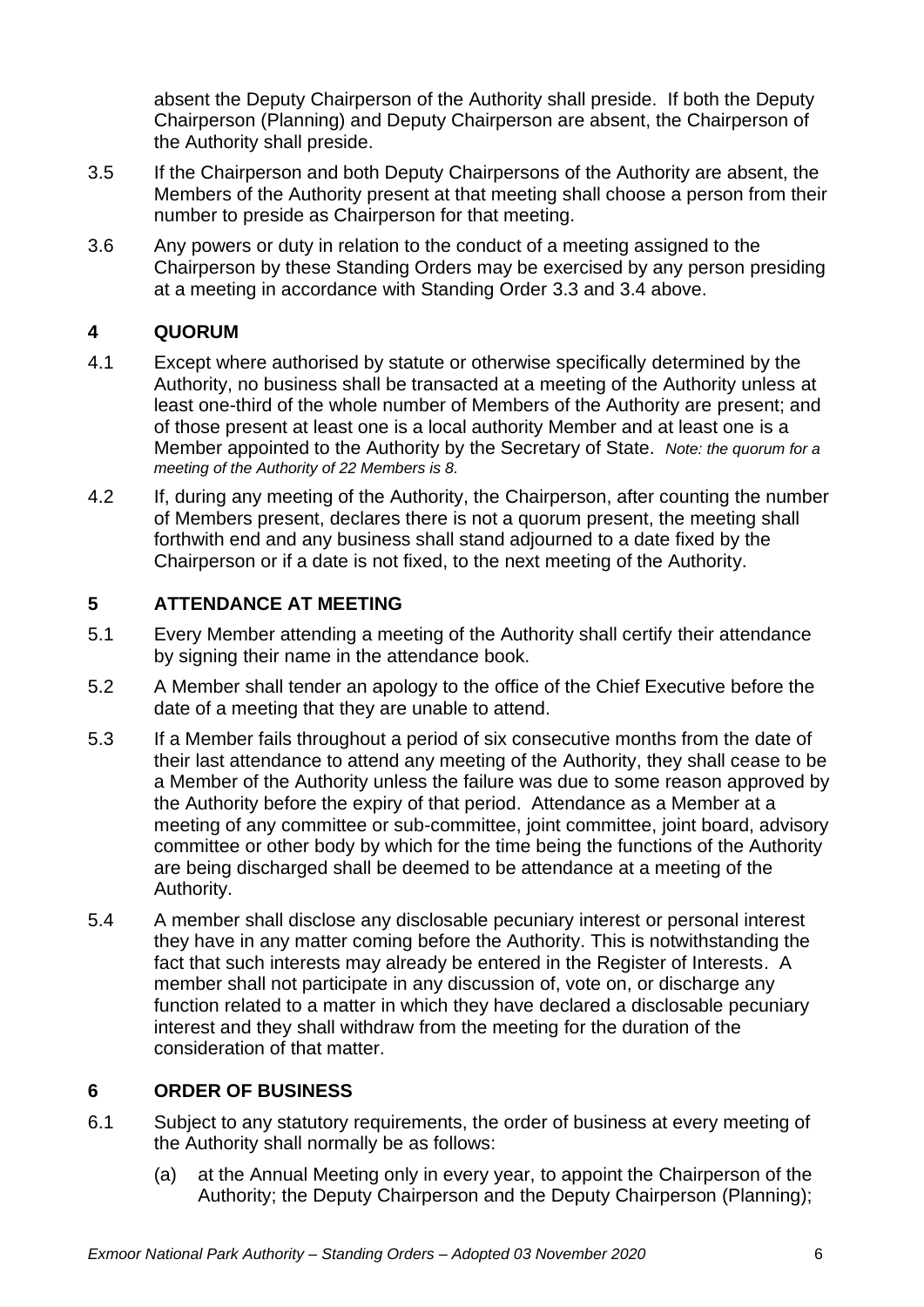absent the Deputy Chairperson of the Authority shall preside. If both the Deputy Chairperson (Planning) and Deputy Chairperson are absent, the Chairperson of the Authority shall preside.

3.5 If the Chairperson and both Deputy Chairpersons of the Authority are absent, the Members of the Authority present at that meeting shall choose a person from their number to preside as Chairperson for that meeting.

3.6 Any powers or duty in relation to the conduct of a meeting assigned to the Chairperson by these Standing Orders may be exercised by any person presiding at a meeting in accordance with Standing Order 3.3 and 3.4 above.

## 4 QUORUM

4.1 Except where authorised by statute or otherwise specifically determined by the Authority, no business shall be transacted at a meeting of the Authority unless at least one-third of the whole number of Members of the Authority are present; and of those present at least one is a local authority Member and at least one is a Member appointed to the Authority by the Secretary of State. *Note: the quorum for a meeting of the Authority of 22 Members is 8.*

4.2 If, during any meeting of the Authority, the Chairperson, after counting the number of Members present, declares there is not a quorum present, the meeting shall forthwith end and any business shall stand adjourned to a date fixed by the Chairperson or if a date is not fixed, to the next meeting of the Authority.

## 5 ATTENDANCE AT MEETING

5.1 Every Member attending a meeting of the Authority shall certify their attendance by signing their name in the attendance book.

5.2 A Member shall tender an apology to the office of the Chief Executive before the date of a meeting that they are unable to attend.

5.3 If a Member fails throughout a period of six consecutive months from the date of their last attendance to attend any meeting of the Authority, they shall cease to be a Member of the Authority unless the failure was due to some reason approved by the Authority before the expiry of that period. Attendance as a Member at a meeting of any committee or sub-committee, joint committee, joint board, advisory committee or other body by which for the time being the functions of the Authority are being discharged shall be deemed to be attendance at a meeting of the Authority.

5.4 A member shall disclose any disclosable pecuniary interest or personal interest they have in any matter coming before the Authority. This is notwithstanding the fact that such interests may already be entered in the Register of Interests. A member shall not participate in any discussion of, vote on, or discharge any function related to a matter in which they have declared a disclosable pecuniary interest and they shall withdraw from the meeting for the duration of the consideration of that matter.

## 6 ORDER OF BUSINESS

6.1 Subject to any statutory requirements, the order of business at every meeting of the Authority shall normally be as follows:

(a) at the Annual Meeting only in every year, to appoint the Chairperson of the Authority; the Deputy Chairperson and the Deputy Chairperson (Planning);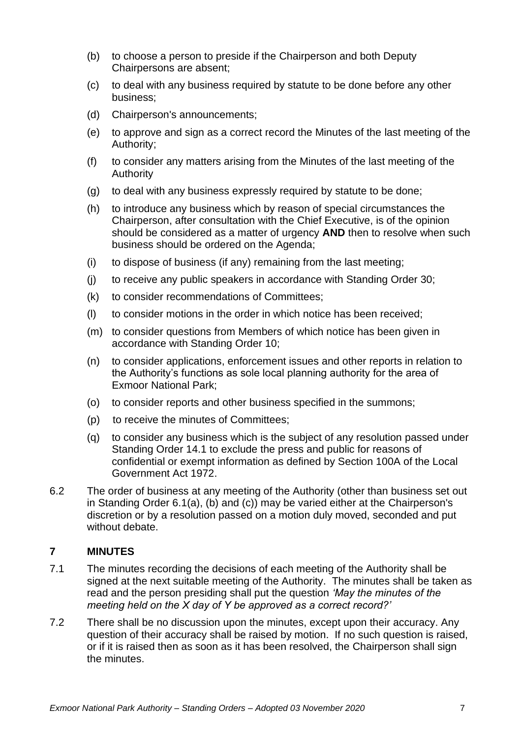(b) to choose a person to preside if the Chairperson and both Deputy Chairpersons are absent;

(c) to deal with any business required by statute to be done before any other business;

(d) Chairperson's announcements;

(e) to approve and sign as a correct record the Minutes of the last meeting of the Authority;

(f) to consider any matters arising from the Minutes of the last meeting of the Authority

(g) to deal with any business expressly required by statute to be done;

(h) to introduce any business which by reason of special circumstances the Chairperson, after consultation with the Chief Executive, is of the opinion should be considered as a matter of urgency **AND** then to resolve when such business should be ordered on the Agenda;

(i) to dispose of business (if any) remaining from the last meeting;

(j) to receive any public speakers in accordance with Standing Order 30;

(k) to consider recommendations of Committees;

(l) to consider motions in the order in which notice has been received;

(m) to consider questions from Members of which notice has been given in accordance with Standing Order 10;

(n) to consider applications, enforcement issues and other reports in relation to the Authority's functions as sole local planning authority for the area of Exmoor National Park;

(o) to consider reports and other business specified in the summons;

(p) to receive the minutes of Committees;

(q) to consider any business which is the subject of any resolution passed under Standing Order 14.1 to exclude the press and public for reasons of confidential or exempt information as defined by Section 100A of the Local Government Act 1972.

6.2 The order of business at any meeting of the Authority (other than business set out in Standing Order 6.1(a), (b) and (c)) may be varied either at the Chairperson's discretion or by a resolution passed on a motion duly moved, seconded and put without debate.

## 7 MINUTES

7.1 The minutes recording the decisions of each meeting of the Authority shall be signed at the next suitable meeting of the Authority. The minutes shall be taken as read and the person presiding shall put the question *'May the minutes of the meeting held on the X day of Y be approved as a correct record?'*

7.2 There shall be no discussion upon the minutes, except upon their accuracy. Any question of their accuracy shall be raised by motion. If no such question is raised, or if it is raised then as soon as it has been resolved, the Chairperson shall sign the minutes.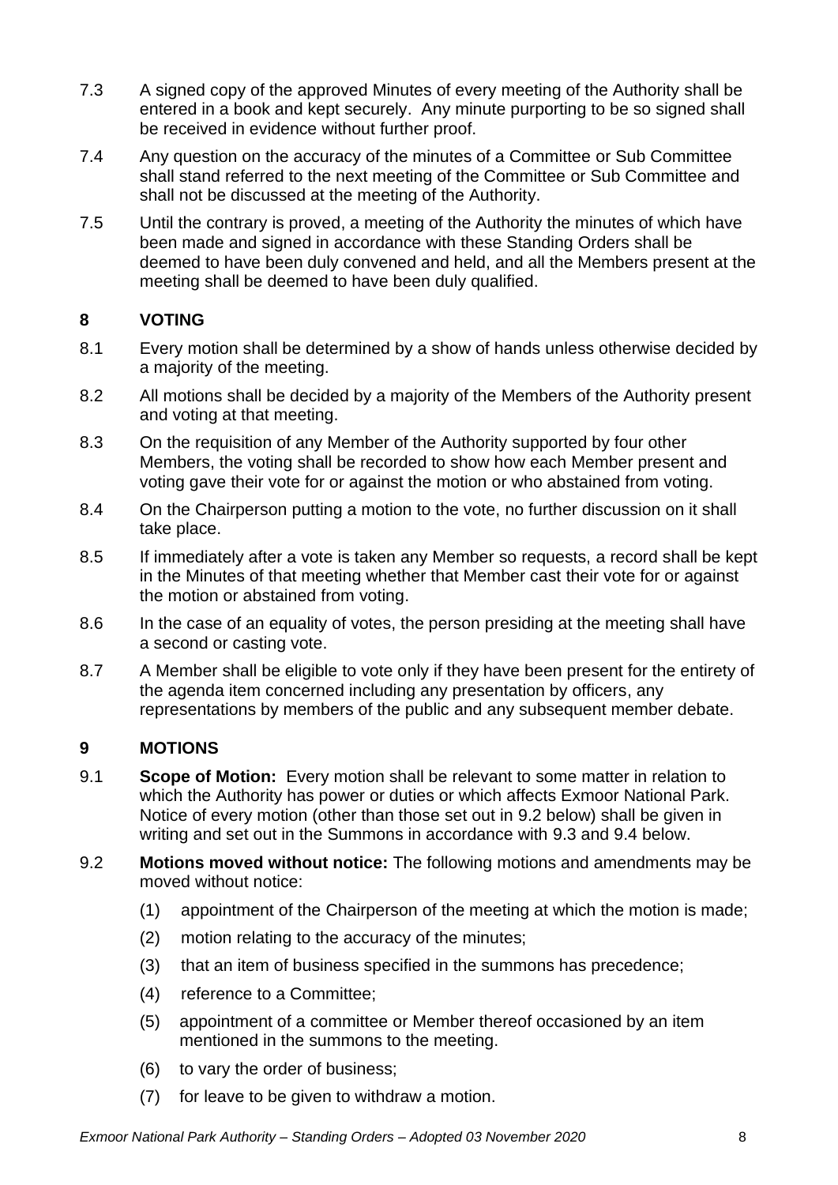7.3 A signed copy of the approved Minutes of every meeting of the Authority shall be entered in a book and kept securely. Any minute purporting to be so signed shall be received in evidence without further proof.

7.4 Any question on the accuracy of the minutes of a Committee or Sub Committee shall stand referred to the next meeting of the Committee or Sub Committee and shall not be discussed at the meeting of the Authority.

7.5 Until the contrary is proved, a meeting of the Authority the minutes of which have been made and signed in accordance with these Standing Orders shall be deemed to have been duly convened and held, and all the Members present at the meeting shall be deemed to have been duly qualified.

## 8 VOTING

8.1 Every motion shall be determined by a show of hands unless otherwise decided by a majority of the meeting.

8.2 All motions shall be decided by a majority of the Members of the Authority present and voting at that meeting.

8.3 On the requisition of any Member of the Authority supported by four other Members, the voting shall be recorded to show how each Member present and voting gave their vote for or against the motion or who abstained from voting.

8.4 On the Chairperson putting a motion to the vote, no further discussion on it shall take place.

8.5 If immediately after a vote is taken any Member so requests, a record shall be kept in the Minutes of that meeting whether that Member cast their vote for or against the motion or abstained from voting.

8.6 In the case of an equality of votes, the person presiding at the meeting shall have a second or casting vote.

8.7 A Member shall be eligible to vote only if they have been present for the entirety of the agenda item concerned including any presentation by officers, any representations by members of the public and any subsequent member debate.

## 9 MOTIONS

9.1 **Scope of Motion:** Every motion shall be relevant to some matter in relation to which the Authority has power or duties or which affects Exmoor National Park. Notice of every motion (other than those set out in 9.2 below) shall be given in writing and set out in the Summons in accordance with 9.3 and 9.4 below.

9.2 **Motions moved without notice:** The following motions and amendments may be moved without notice:

(1) appointment of the Chairperson of the meeting at which the motion is made;

(2) motion relating to the accuracy of the minutes;

(3) that an item of business specified in the summons has precedence;

(4) reference to a Committee;

(5) appointment of a committee or Member thereof occasioned by an item mentioned in the summons to the meeting.

(6) to vary the order of business;

(7) for leave to be given to withdraw a motion.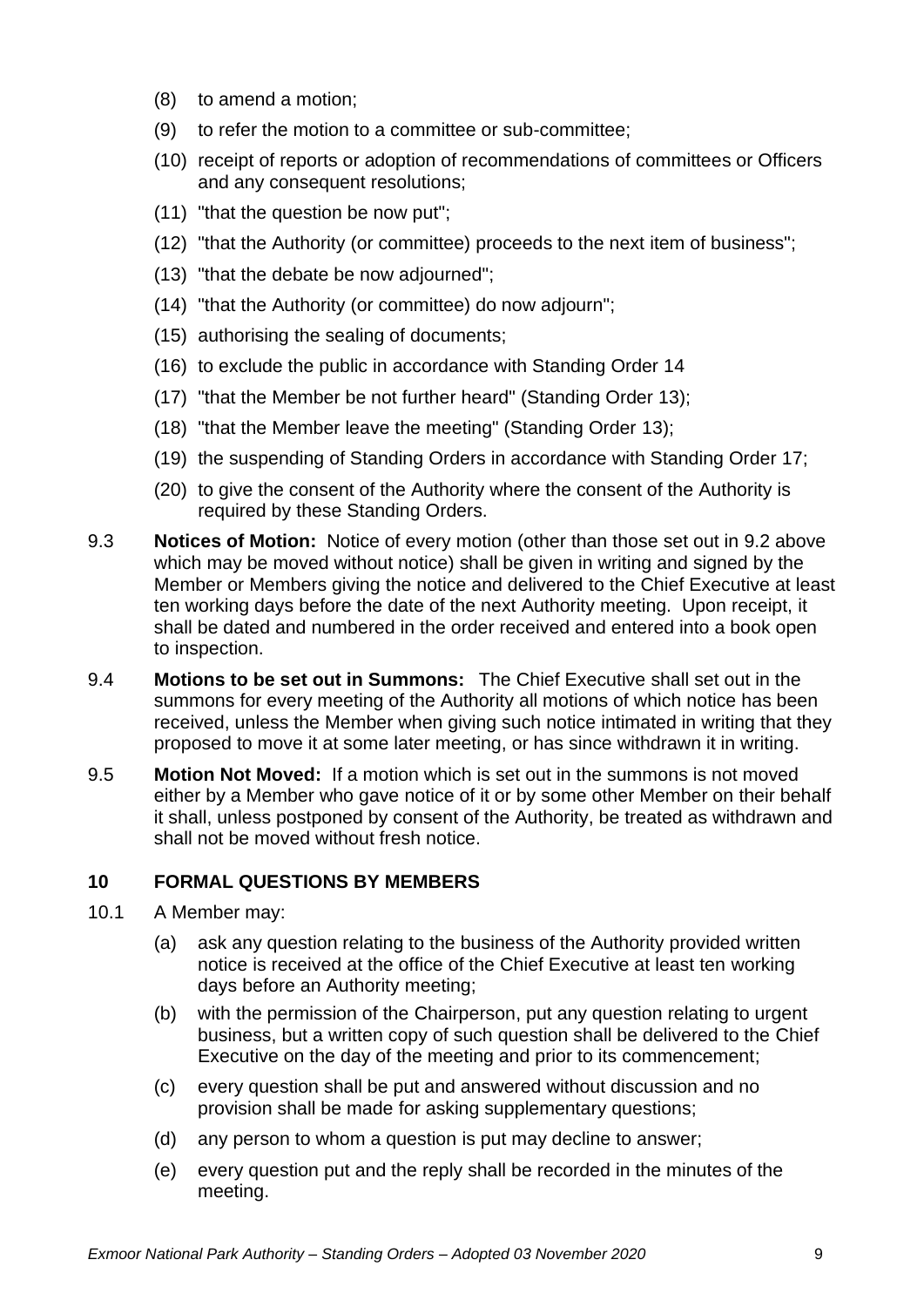(8) to amend a motion;

(9) to refer the motion to a committee or sub-committee;

(10) receipt of reports or adoption of recommendations of committees or Officers and any consequent resolutions;

(11) "that the question be now put";

(12) "that the Authority (or committee) proceeds to the next item of business";

(13) "that the debate be now adjourned";

(14) "that the Authority (or committee) do now adjourn";

(15) authorising the sealing of documents;

(16) to exclude the public in accordance with Standing Order 14

(17) "that the Member be not further heard" (Standing Order 13);

(18) "that the Member leave the meeting" (Standing Order 13);

(19) the suspending of Standing Orders in accordance with Standing Order 17;

(20) to give the consent of the Authority where the consent of the Authority is required by these Standing Orders.

9.3 **Notices of Motion:** Notice of every motion (other than those set out in 9.2 above which may be moved without notice) shall be given in writing and signed by the Member or Members giving the notice and delivered to the Chief Executive at least ten working days before the date of the next Authority meeting. Upon receipt, it shall be dated and numbered in the order received and entered into a book open to inspection.

9.4 **Motions to be set out in Summons:** The Chief Executive shall set out in the summons for every meeting of the Authority all motions of which notice has been received, unless the Member when giving such notice intimated in writing that they proposed to move it at some later meeting, or has since withdrawn it in writing.

9.5 **Motion Not Moved:** If a motion which is set out in the summons is not moved either by a Member who gave notice of it or by some other Member on their behalf it shall, unless postponed by consent of the Authority, be treated as withdrawn and shall not be moved without fresh notice.

## 10 FORMAL QUESTIONS BY MEMBERS

10.1 A Member may:

(a) ask any question relating to the business of the Authority provided written notice is received at the office of the Chief Executive at least ten working days before an Authority meeting;

(b) with the permission of the Chairperson, put any question relating to urgent business, but a written copy of such question shall be delivered to the Chief Executive on the day of the meeting and prior to its commencement;

(c) every question shall be put and answered without discussion and no provision shall be made for asking supplementary questions;

(d) any person to whom a question is put may decline to answer;

(e) every question put and the reply shall be recorded in the minutes of the meeting.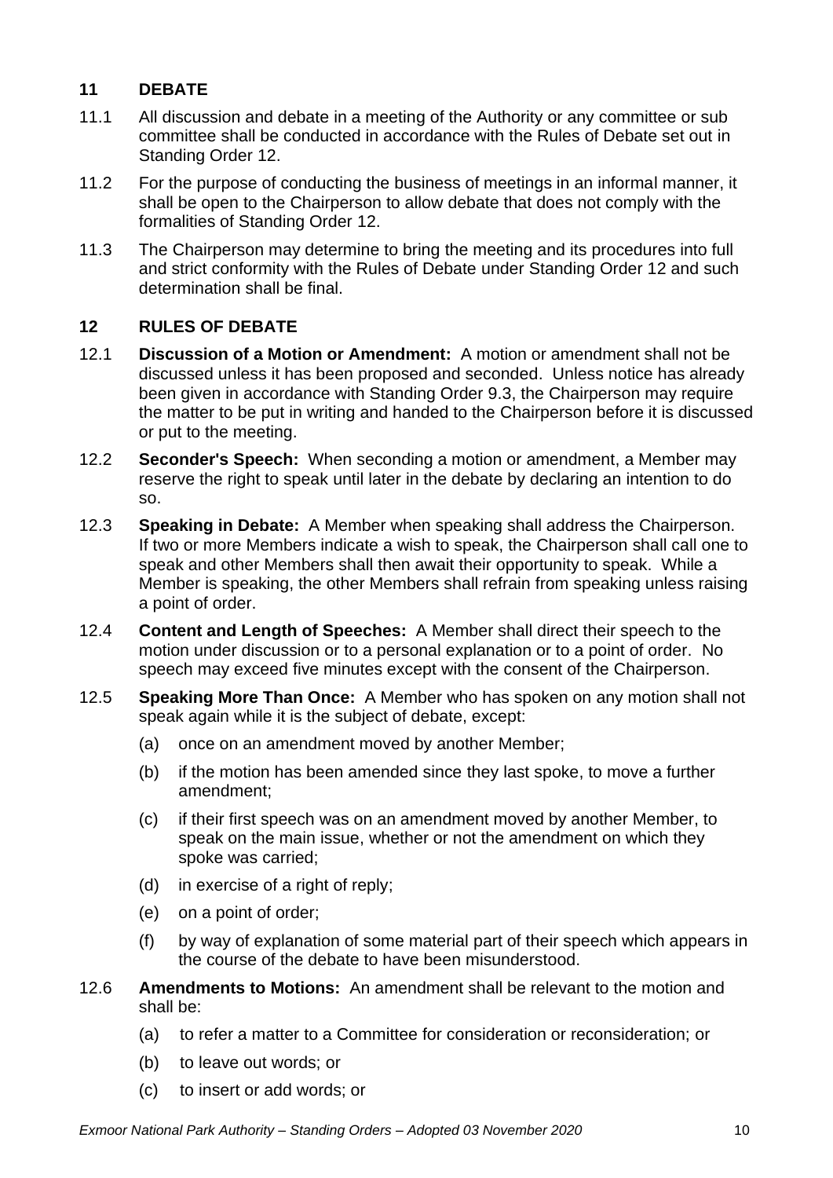## 11 DEBATE

11.1 All discussion and debate in a meeting of the Authority or any committee or sub committee shall be conducted in accordance with the Rules of Debate set out in Standing Order 12.

11.2 For the purpose of conducting the business of meetings in an informal manner, it shall be open to the Chairperson to allow debate that does not comply with the formalities of Standing Order 12.

11.3 The Chairperson may determine to bring the meeting and its procedures into full and strict conformity with the Rules of Debate under Standing Order 12 and such determination shall be final.

## 12 RULES OF DEBATE

12.1 **Discussion of a Motion or Amendment:** A motion or amendment shall not be discussed unless it has been proposed and seconded. Unless notice has already been given in accordance with Standing Order 9.3, the Chairperson may require the matter to be put in writing and handed to the Chairperson before it is discussed or put to the meeting.

12.2 **Seconder's Speech:** When seconding a motion or amendment, a Member may reserve the right to speak until later in the debate by declaring an intention to do so.

12.3 **Speaking in Debate:** A Member when speaking shall address the Chairperson. If two or more Members indicate a wish to speak, the Chairperson shall call one to speak and other Members shall then await their opportunity to speak. While a Member is speaking, the other Members shall refrain from speaking unless raising a point of order.

12.4 **Content and Length of Speeches:** A Member shall direct their speech to the motion under discussion or to a personal explanation or to a point of order. No speech may exceed five minutes except with the consent of the Chairperson.

12.5 **Speaking More Than Once:** A Member who has spoken on any motion shall not speak again while it is the subject of debate, except:

- (a) once on an amendment moved by another Member;
- (b) if the motion has been amended since they last spoke, to move a further amendment;
- (c) if their first speech was on an amendment moved by another Member, to speak on the main issue, whether or not the amendment on which they spoke was carried;
- (d) in exercise of a right of reply;
- (e) on a point of order;
- (f) by way of explanation of some material part of their speech which appears in the course of the debate to have been misunderstood.

12.6 **Amendments to Motions:** An amendment shall be relevant to the motion and shall be:

- (a) to refer a matter to a Committee for consideration or reconsideration; or
- (b) to leave out words; or
- (c) to insert or add words; or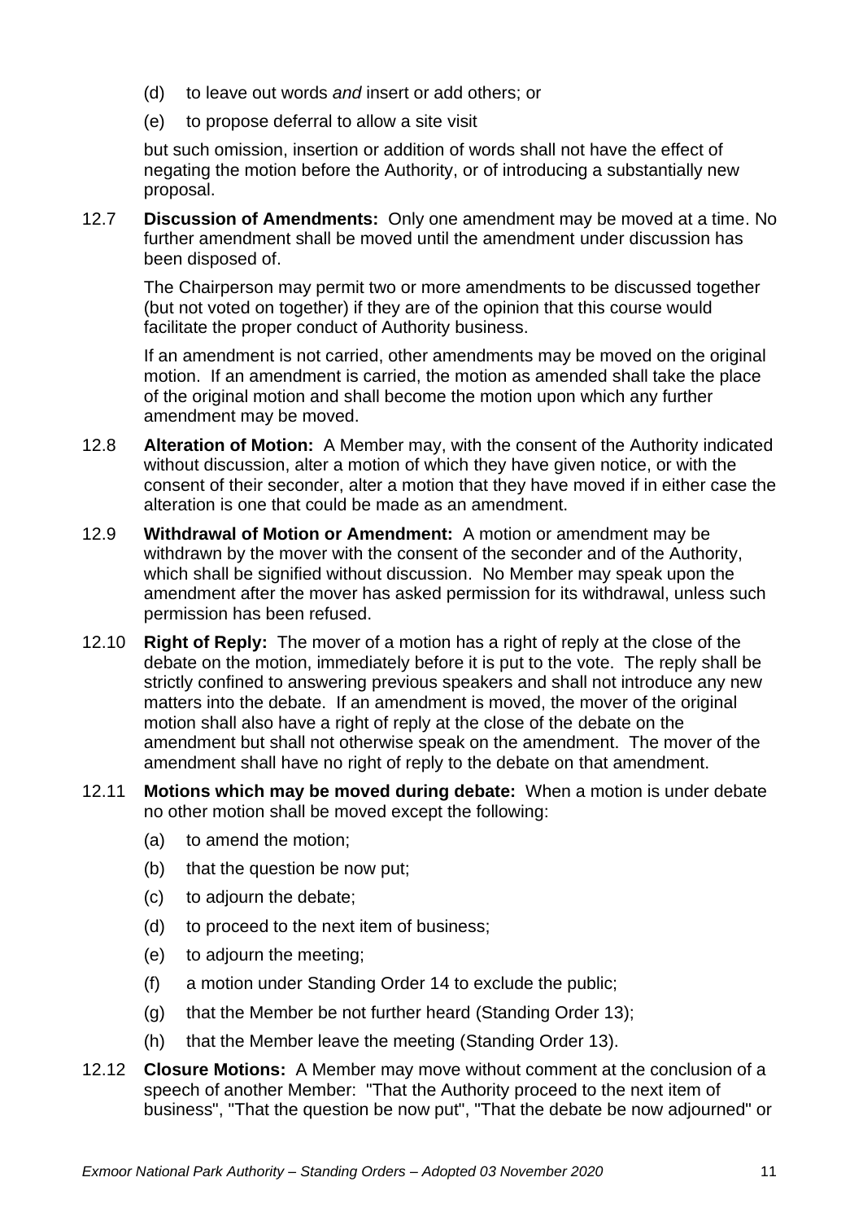(d) to leave out words *and* insert or add others; or

(e) to propose deferral to allow a site visit

but such omission, insertion or addition of words shall not have the effect of negating the motion before the Authority, or of introducing a substantially new proposal.

12.7 **Discussion of Amendments:** Only one amendment may be moved at a time. No further amendment shall be moved until the amendment under discussion has been disposed of.

The Chairperson may permit two or more amendments to be discussed together (but not voted on together) if they are of the opinion that this course would facilitate the proper conduct of Authority business.

If an amendment is not carried, other amendments may be moved on the original motion. If an amendment is carried, the motion as amended shall take the place of the original motion and shall become the motion upon which any further amendment may be moved.

12.8 **Alteration of Motion:** A Member may, with the consent of the Authority indicated without discussion, alter a motion of which they have given notice, or with the consent of their seconder, alter a motion that they have moved if in either case the alteration is one that could be made as an amendment.

12.9 **Withdrawal of Motion or Amendment:** A motion or amendment may be withdrawn by the mover with the consent of the seconder and of the Authority, which shall be signified without discussion. No Member may speak upon the amendment after the mover has asked permission for its withdrawal, unless such permission has been refused.

12.10 **Right of Reply:** The mover of a motion has a right of reply at the close of the debate on the motion, immediately before it is put to the vote. The reply shall be strictly confined to answering previous speakers and shall not introduce any new matters into the debate. If an amendment is moved, the mover of the original motion shall also have a right of reply at the close of the debate on the amendment but shall not otherwise speak on the amendment. The mover of the amendment shall have no right of reply to the debate on that amendment.

12.11 **Motions which may be moved during debate:** When a motion is under debate no other motion shall be moved except the following:

(a) to amend the motion;

(b) that the question be now put;

(c) to adjourn the debate;

(d) to proceed to the next item of business;

(e) to adjourn the meeting;

(f) a motion under Standing Order 14 to exclude the public;

(g) that the Member be not further heard (Standing Order 13);

(h) that the Member leave the meeting (Standing Order 13).

12.12 **Closure Motions:** A Member may move without comment at the conclusion of a speech of another Member: "That the Authority proceed to the next item of business", "That the question be now put", "That the debate be now adjourned" or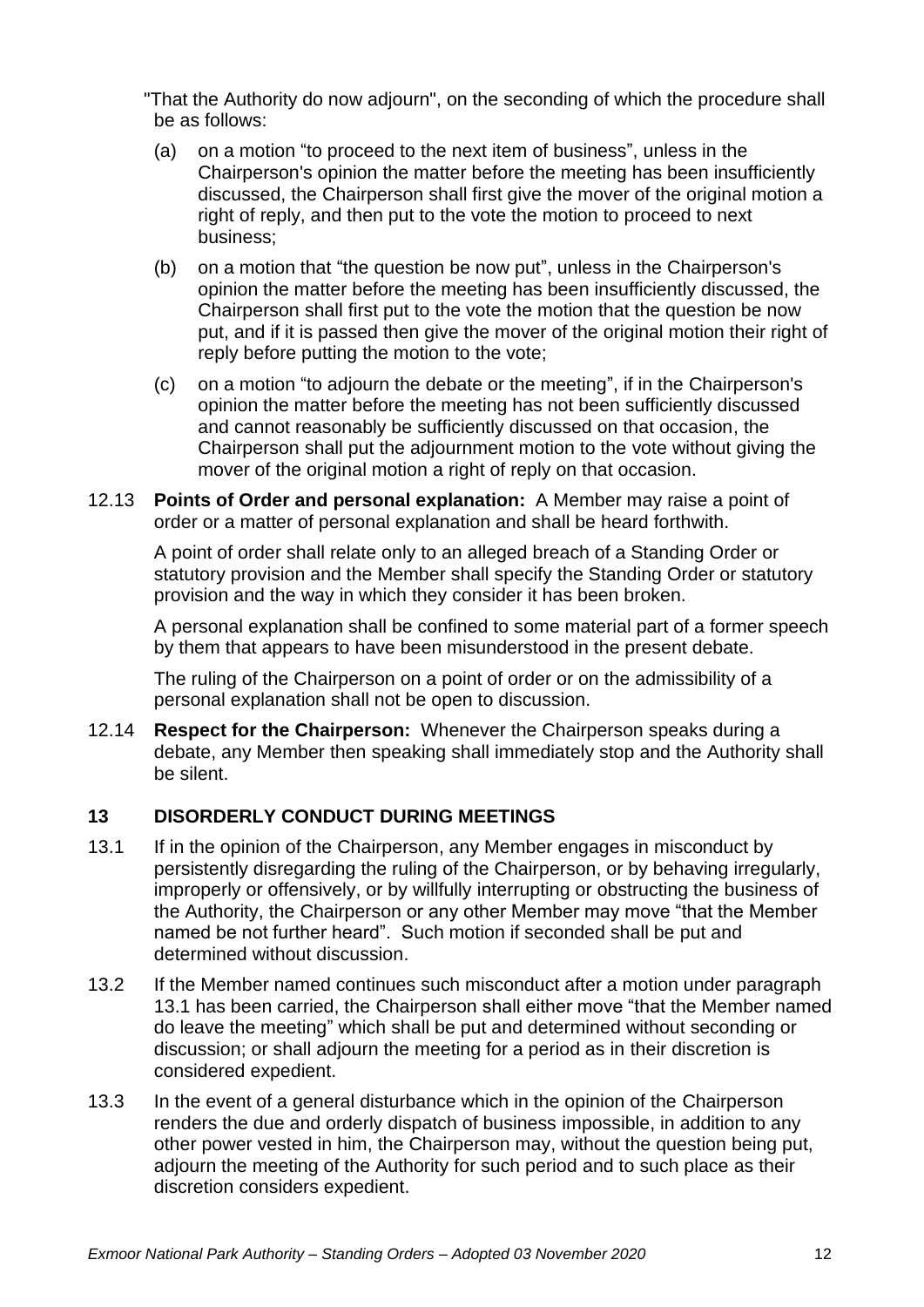"That the Authority do now adjourn", on the seconding of which the procedure shall be as follows:

(a) on a motion "to proceed to the next item of business", unless in the Chairperson's opinion the matter before the meeting has been insufficiently discussed, the Chairperson shall first give the mover of the original motion a right of reply, and then put to the vote the motion to proceed to next business;

(b) on a motion that "the question be now put", unless in the Chairperson's opinion the matter before the meeting has been insufficiently discussed, the Chairperson shall first put to the vote the motion that the question be now put, and if it is passed then give the mover of the original motion their right of reply before putting the motion to the vote;

(c) on a motion "to adjourn the debate or the meeting", if in the Chairperson's opinion the matter before the meeting has not been sufficiently discussed and cannot reasonably be sufficiently discussed on that occasion, the Chairperson shall put the adjournment motion to the vote without giving the mover of the original motion a right of reply on that occasion.

12.13 **Points of Order and personal explanation:** A Member may raise a point of order or a matter of personal explanation and shall be heard forthwith.

A point of order shall relate only to an alleged breach of a Standing Order or statutory provision and the Member shall specify the Standing Order or statutory provision and the way in which they consider it has been broken.

A personal explanation shall be confined to some material part of a former speech by them that appears to have been misunderstood in the present debate.

The ruling of the Chairperson on a point of order or on the admissibility of a personal explanation shall not be open to discussion.

12.14 **Respect for the Chairperson:** Whenever the Chairperson speaks during a debate, any Member then speaking shall immediately stop and the Authority shall be silent.

## 13 DISORDERLY CONDUCT DURING MEETINGS

13.1 If in the opinion of the Chairperson, any Member engages in misconduct by persistently disregarding the ruling of the Chairperson, or by behaving irregularly, improperly or offensively, or by willfully interrupting or obstructing the business of the Authority, the Chairperson or any other Member may move "that the Member named be not further heard". Such motion if seconded shall be put and determined without discussion.

13.2 If the Member named continues such misconduct after a motion under paragraph 13.1 has been carried, the Chairperson shall either move "that the Member named do leave the meeting" which shall be put and determined without seconding or discussion; or shall adjourn the meeting for a period as in their discretion is considered expedient.

13.3 In the event of a general disturbance which in the opinion of the Chairperson renders the due and orderly dispatch of business impossible, in addition to any other power vested in him, the Chairperson may, without the question being put, adjourn the meeting of the Authority for such period and to such place as their discretion considers expedient.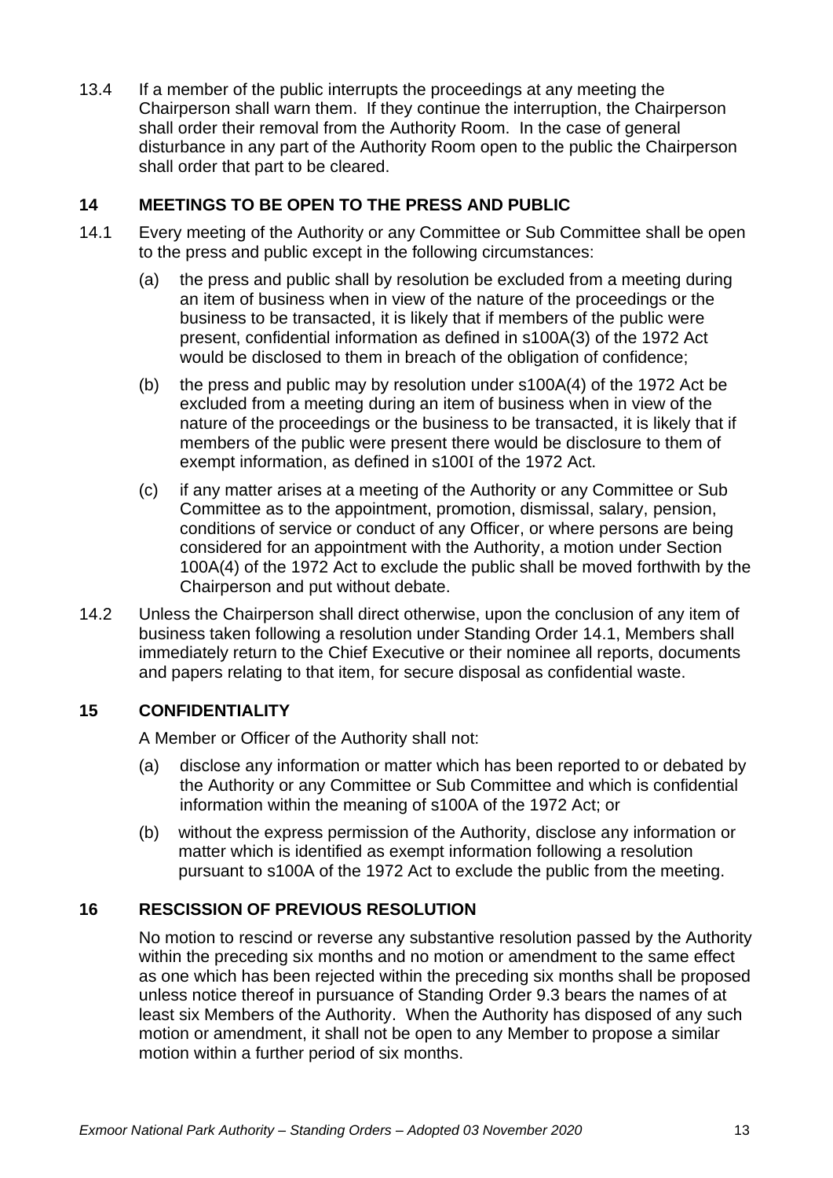13.4 If a member of the public interrupts the proceedings at any meeting the Chairperson shall warn them. If they continue the interruption, the Chairperson shall order their removal from the Authority Room. In the case of general disturbance in any part of the Authority Room open to the public the Chairperson shall order that part to be cleared.

## 14 MEETINGS TO BE OPEN TO THE PRESS AND PUBLIC

14.1 Every meeting of the Authority or any Committee or Sub Committee shall be open to the press and public except in the following circumstances:

(a) the press and public shall by resolution be excluded from a meeting during an item of business when in view of the nature of the proceedings or the business to be transacted, it is likely that if members of the public were present, confidential information as defined in s100A(3) of the 1972 Act would be disclosed to them in breach of the obligation of confidence;

(b) the press and public may by resolution under s100A(4) of the 1972 Act be excluded from a meeting during an item of business when in view of the nature of the proceedings or the business to be transacted, it is likely that if members of the public were present there would be disclosure to them of exempt information, as defined in s100I of the 1972 Act.

(c) if any matter arises at a meeting of the Authority or any Committee or Sub Committee as to the appointment, promotion, dismissal, salary, pension, conditions of service or conduct of any Officer, or where persons are being considered for an appointment with the Authority, a motion under Section 100A(4) of the 1972 Act to exclude the public shall be moved forthwith by the Chairperson and put without debate.

14.2 Unless the Chairperson shall direct otherwise, upon the conclusion of any item of business taken following a resolution under Standing Order 14.1, Members shall immediately return to the Chief Executive or their nominee all reports, documents and papers relating to that item, for secure disposal as confidential waste.

## 15 CONFIDENTIALITY

A Member or Officer of the Authority shall not:

(a) disclose any information or matter which has been reported to or debated by the Authority or any Committee or Sub Committee and which is confidential information within the meaning of s100A of the 1972 Act; or

(b) without the express permission of the Authority, disclose any information or matter which is identified as exempt information following a resolution pursuant to s100A of the 1972 Act to exclude the public from the meeting.

## 16 RESCISSION OF PREVIOUS RESOLUTION

No motion to rescind or reverse any substantive resolution passed by the Authority within the preceding six months and no motion or amendment to the same effect as one which has been rejected within the preceding six months shall be proposed unless notice thereof in pursuance of Standing Order 9.3 bears the names of at least six Members of the Authority. When the Authority has disposed of any such motion or amendment, it shall not be open to any Member to propose a similar motion within a further period of six months.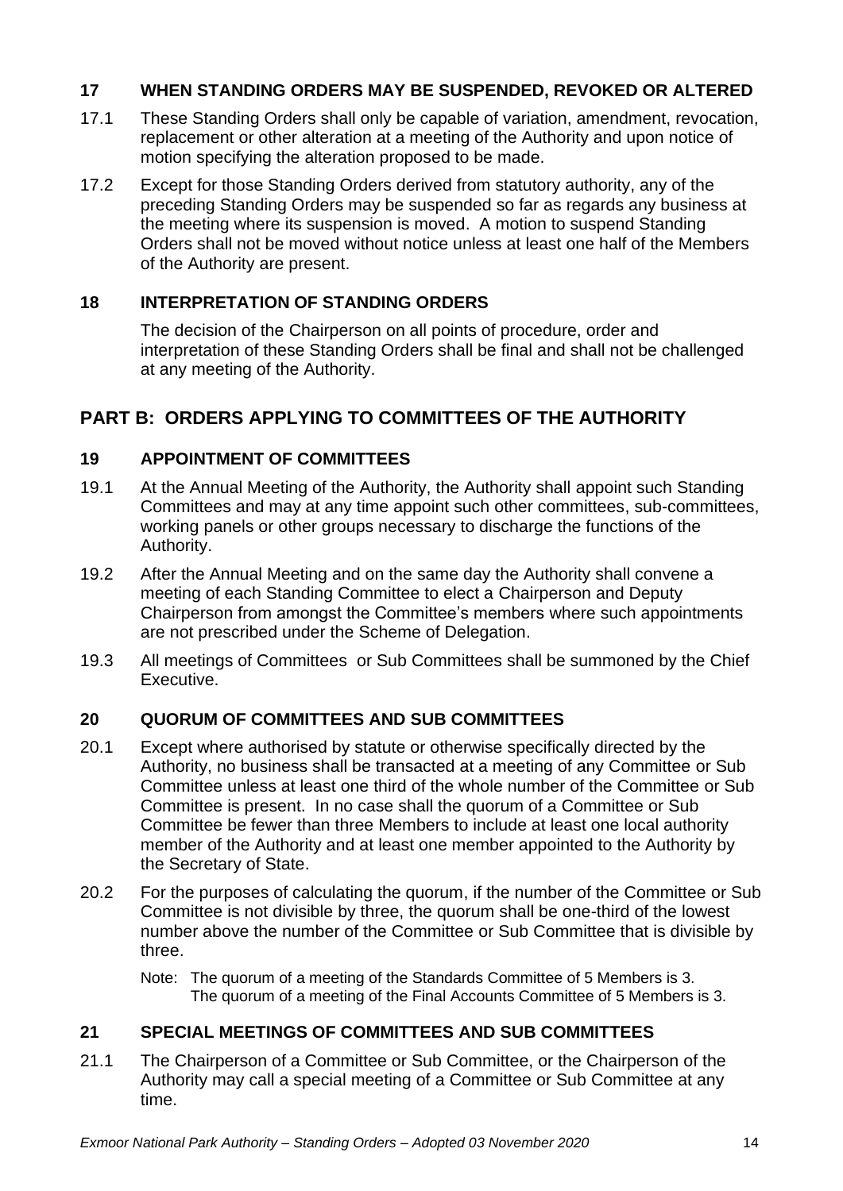## 17 WHEN STANDING ORDERS MAY BE SUSPENDED, REVOKED OR ALTERED

17.1 These Standing Orders shall only be capable of variation, amendment, revocation, replacement or other alteration at a meeting of the Authority and upon notice of motion specifying the alteration proposed to be made.

17.2 Except for those Standing Orders derived from statutory authority, any of the preceding Standing Orders may be suspended so far as regards any business at the meeting where its suspension is moved. A motion to suspend Standing Orders shall not be moved without notice unless at least one half of the Members of the Authority are present.

## 18 INTERPRETATION OF STANDING ORDERS

The decision of the Chairperson on all points of procedure, order and interpretation of these Standing Orders shall be final and shall not be challenged at any meeting of the Authority.

# PART B: ORDERS APPLYING TO COMMITTEES OF THE AUTHORITY

## 19 APPOINTMENT OF COMMITTEES

19.1 At the Annual Meeting of the Authority, the Authority shall appoint such Standing Committees and may at any time appoint such other committees, sub-committees, working panels or other groups necessary to discharge the functions of the Authority.

19.2 After the Annual Meeting and on the same day the Authority shall convene a meeting of each Standing Committee to elect a Chairperson and Deputy Chairperson from amongst the Committee's members where such appointments are not prescribed under the Scheme of Delegation.

19.3 All meetings of Committees or Sub Committees shall be summoned by the Chief Executive.

## 20 QUORUM OF COMMITTEES AND SUB COMMITTEES

20.1 Except where authorised by statute or otherwise specifically directed by the Authority, no business shall be transacted at a meeting of any Committee or Sub Committee unless at least one third of the whole number of the Committee or Sub Committee is present. In no case shall the quorum of a Committee or Sub Committee be fewer than three Members to include at least one local authority member of the Authority and at least one member appointed to the Authority by the Secretary of State.

20.2 For the purposes of calculating the quorum, if the number of the Committee or Sub Committee is not divisible by three, the quorum shall be one-third of the lowest number above the number of the Committee or Sub Committee that is divisible by three.

Note: The quorum of a meeting of the Standards Committee of 5 Members is 3.
The quorum of a meeting of the Final Accounts Committee of 5 Members is 3.

## 21 SPECIAL MEETINGS OF COMMITTEES AND SUB COMMITTEES

21.1 The Chairperson of a Committee or Sub Committee, or the Chairperson of the Authority may call a special meeting of a Committee or Sub Committee at any time.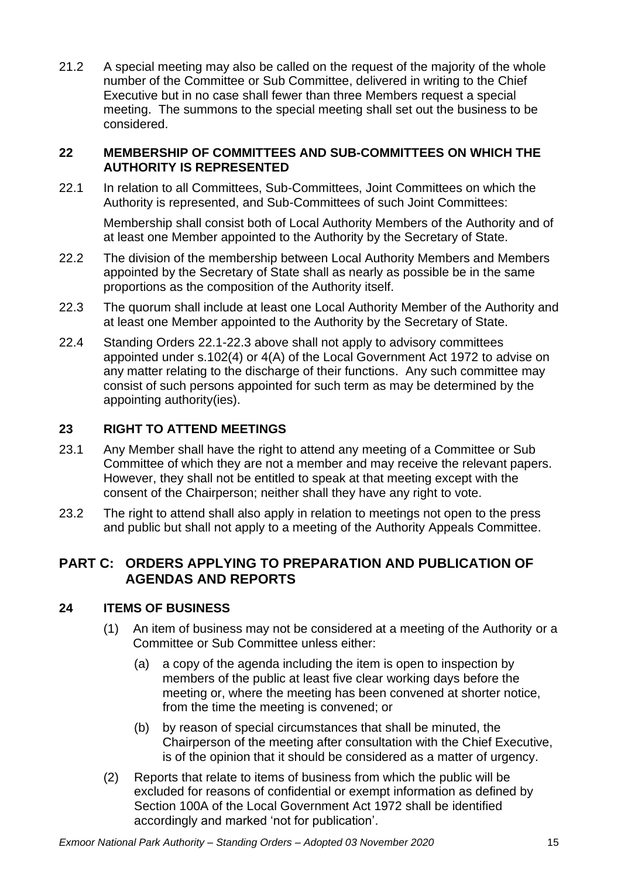21.2 A special meeting may also be called on the request of the majority of the whole number of the Committee or Sub Committee, delivered in writing to the Chief Executive but in no case shall fewer than three Members request a special meeting. The summons to the special meeting shall set out the business to be considered.

### 22 MEMBERSHIP OF COMMITTEES AND SUB-COMMITTEES ON WHICH THE AUTHORITY IS REPRESENTED

22.1 In relation to all Committees, Sub-Committees, Joint Committees on which the Authority is represented, and Sub-Committees of such Joint Committees:

Membership shall consist both of Local Authority Members of the Authority and of at least one Member appointed to the Authority by the Secretary of State.

22.2 The division of the membership between Local Authority Members and Members appointed by the Secretary of State shall as nearly as possible be in the same proportions as the composition of the Authority itself.

22.3 The quorum shall include at least one Local Authority Member of the Authority and at least one Member appointed to the Authority by the Secretary of State.

22.4 Standing Orders 22.1-22.3 above shall not apply to advisory committees appointed under s.102(4) or 4(A) of the Local Government Act 1972 to advise on any matter relating to the discharge of their functions. Any such committee may consist of such persons appointed for such term as may be determined by the appointing authority(ies).

### 23 RIGHT TO ATTEND MEETINGS

23.1 Any Member shall have the right to attend any meeting of a Committee or Sub Committee of which they are not a member and may receive the relevant papers. However, they shall not be entitled to speak at that meeting except with the consent of the Chairperson; neither shall they have any right to vote.

23.2 The right to attend shall also apply in relation to meetings not open to the press and public but shall not apply to a meeting of the Authority Appeals Committee.

## PART C: ORDERS APPLYING TO PREPARATION AND PUBLICATION OF AGENDAS AND REPORTS

### 24 ITEMS OF BUSINESS

(1) An item of business may not be considered at a meeting of the Authority or a Committee or Sub Committee unless either:

   (a) a copy of the agenda including the item is open to inspection by members of the public at least five clear working days before the meeting or, where the meeting has been convened at shorter notice, from the time the meeting is convened; or

   (b) by reason of special circumstances that shall be minuted, the Chairperson of the meeting after consultation with the Chief Executive, is of the opinion that it should be considered as a matter of urgency.

(2) Reports that relate to items of business from which the public will be excluded for reasons of confidential or exempt information as defined by Section 100A of the Local Government Act 1972 shall be identified accordingly and marked 'not for publication'.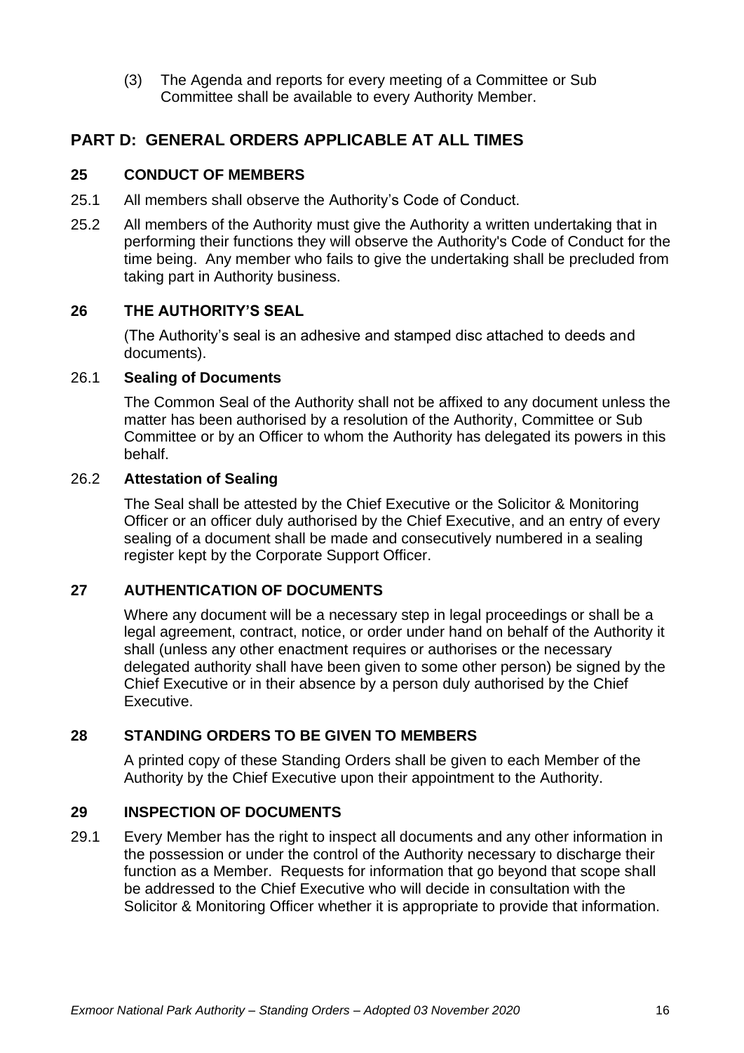(3) The Agenda and reports for every meeting of a Committee or Sub Committee shall be available to every Authority Member.

## PART D: GENERAL ORDERS APPLICABLE AT ALL TIMES

### 25 CONDUCT OF MEMBERS

25.1 All members shall observe the Authority's Code of Conduct.

25.2 All members of the Authority must give the Authority a written undertaking that in performing their functions they will observe the Authority's Code of Conduct for the time being. Any member who fails to give the undertaking shall be precluded from taking part in Authority business.

### 26 THE AUTHORITY'S SEAL

(The Authority's seal is an adhesive and stamped disc attached to deeds and documents).

26.1 **Sealing of Documents**

The Common Seal of the Authority shall not be affixed to any document unless the matter has been authorised by a resolution of the Authority, Committee or Sub Committee or by an Officer to whom the Authority has delegated its powers in this behalf.

26.2 **Attestation of Sealing**

The Seal shall be attested by the Chief Executive or the Solicitor & Monitoring Officer or an officer duly authorised by the Chief Executive, and an entry of every sealing of a document shall be made and consecutively numbered in a sealing register kept by the Corporate Support Officer.

### 27 AUTHENTICATION OF DOCUMENTS

Where any document will be a necessary step in legal proceedings or shall be a legal agreement, contract, notice, or order under hand on behalf of the Authority it shall (unless any other enactment requires or authorises or the necessary delegated authority shall have been given to some other person) be signed by the Chief Executive or in their absence by a person duly authorised by the Chief Executive.

### 28 STANDING ORDERS TO BE GIVEN TO MEMBERS

A printed copy of these Standing Orders shall be given to each Member of the Authority by the Chief Executive upon their appointment to the Authority.

### 29 INSPECTION OF DOCUMENTS

29.1 Every Member has the right to inspect all documents and any other information in the possession or under the control of the Authority necessary to discharge their function as a Member. Requests for information that go beyond that scope shall be addressed to the Chief Executive who will decide in consultation with the Solicitor & Monitoring Officer whether it is appropriate to provide that information.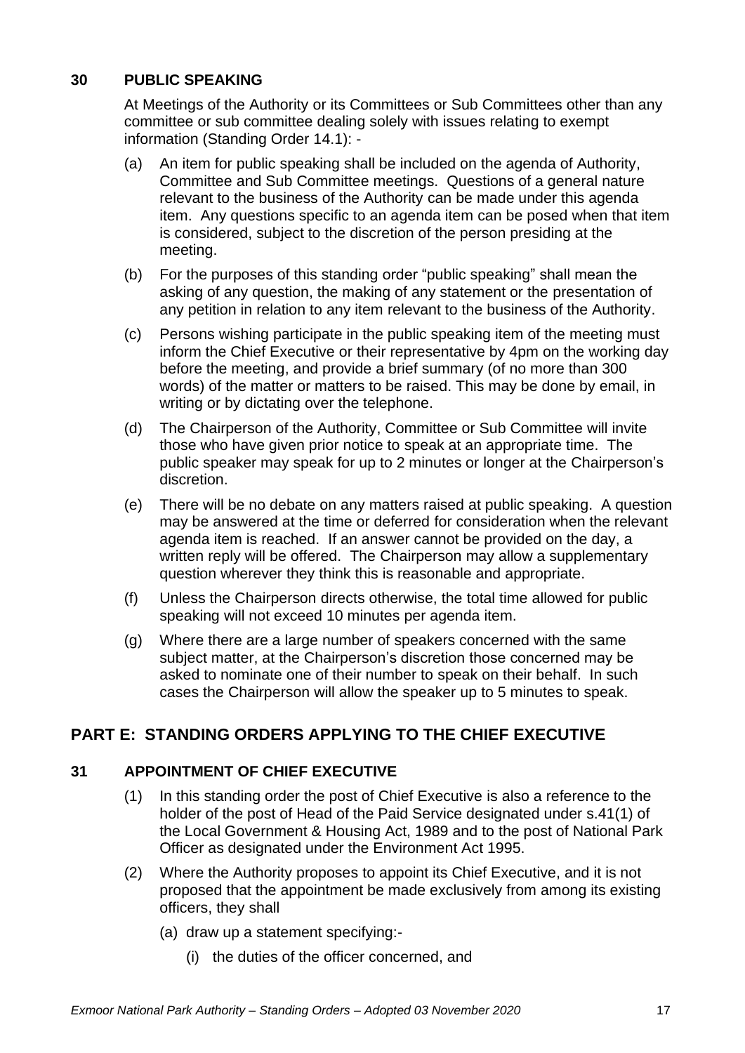## 30 PUBLIC SPEAKING

At Meetings of the Authority or its Committees or Sub Committees other than any committee or sub committee dealing solely with issues relating to exempt information (Standing Order 14.1): -

(a) An item for public speaking shall be included on the agenda of Authority, Committee and Sub Committee meetings. Questions of a general nature relevant to the business of the Authority can be made under this agenda item. Any questions specific to an agenda item can be posed when that item is considered, subject to the discretion of the person presiding at the meeting.

(b) For the purposes of this standing order "public speaking" shall mean the asking of any question, the making of any statement or the presentation of any petition in relation to any item relevant to the business of the Authority.

(c) Persons wishing participate in the public speaking item of the meeting must inform the Chief Executive or their representative by 4pm on the working day before the meeting, and provide a brief summary (of no more than 300 words) of the matter or matters to be raised. This may be done by email, in writing or by dictating over the telephone.

(d) The Chairperson of the Authority, Committee or Sub Committee will invite those who have given prior notice to speak at an appropriate time. The public speaker may speak for up to 2 minutes or longer at the Chairperson's discretion.

(e) There will be no debate on any matters raised at public speaking. A question may be answered at the time or deferred for consideration when the relevant agenda item is reached. If an answer cannot be provided on the day, a written reply will be offered. The Chairperson may allow a supplementary question wherever they think this is reasonable and appropriate.

(f) Unless the Chairperson directs otherwise, the total time allowed for public speaking will not exceed 10 minutes per agenda item.

(g) Where there are a large number of speakers concerned with the same subject matter, at the Chairperson's discretion those concerned may be asked to nominate one of their number to speak on their behalf. In such cases the Chairperson will allow the speaker up to 5 minutes to speak.

# PART E: STANDING ORDERS APPLYING TO THE CHIEF EXECUTIVE

## 31 APPOINTMENT OF CHIEF EXECUTIVE

(1) In this standing order the post of Chief Executive is also a reference to the holder of the post of Head of the Paid Service designated under s.41(1) of the Local Government & Housing Act, 1989 and to the post of National Park Officer as designated under the Environment Act 1995.

(2) Where the Authority proposes to appoint its Chief Executive, and it is not proposed that the appointment be made exclusively from among its existing officers, they shall

(a) draw up a statement specifying:-

(i) the duties of the officer concerned, and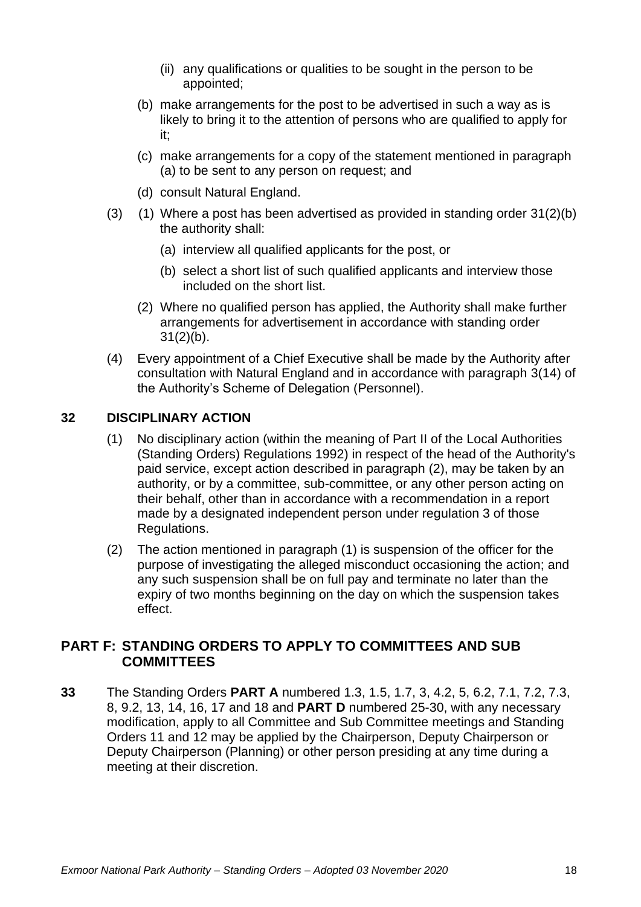(ii) any qualifications or qualities to be sought in the person to be appointed;

(b) make arrangements for the post to be advertised in such a way as is likely to bring it to the attention of persons who are qualified to apply for it;

(c) make arrangements for a copy of the statement mentioned in paragraph (a) to be sent to any person on request; and

(d) consult Natural England.

(3) (1) Where a post has been advertised as provided in standing order 31(2)(b) the authority shall:

(a) interview all qualified applicants for the post, or

(b) select a short list of such qualified applicants and interview those included on the short list.

(2) Where no qualified person has applied, the Authority shall make further arrangements for advertisement in accordance with standing order 31(2)(b).

(4) Every appointment of a Chief Executive shall be made by the Authority after consultation with Natural England and in accordance with paragraph 3(14) of the Authority's Scheme of Delegation (Personnel).

## 32 DISCIPLINARY ACTION

(1) No disciplinary action (within the meaning of Part II of the Local Authorities (Standing Orders) Regulations 1992) in respect of the head of the Authority's paid service, except action described in paragraph (2), may be taken by an authority, or by a committee, sub-committee, or any other person acting on their behalf, other than in accordance with a recommendation in a report made by a designated independent person under regulation 3 of those Regulations.

(2) The action mentioned in paragraph (1) is suspension of the officer for the purpose of investigating the alleged misconduct occasioning the action; and any such suspension shall be on full pay and terminate no later than the expiry of two months beginning on the day on which the suspension takes effect.

## PART F: STANDING ORDERS TO APPLY TO COMMITTEES AND SUB COMMITTEES

**33** The Standing Orders **PART A** numbered 1.3, 1.5, 1.7, 3, 4.2, 5, 6.2, 7.1, 7.2, 7.3, 8, 9.2, 13, 14, 16, 17 and 18 and **PART D** numbered 25-30, with any necessary modification, apply to all Committee and Sub Committee meetings and Standing Orders 11 and 12 may be applied by the Chairperson, Deputy Chairperson or Deputy Chairperson (Planning) or other person presiding at any time during a meeting at their discretion.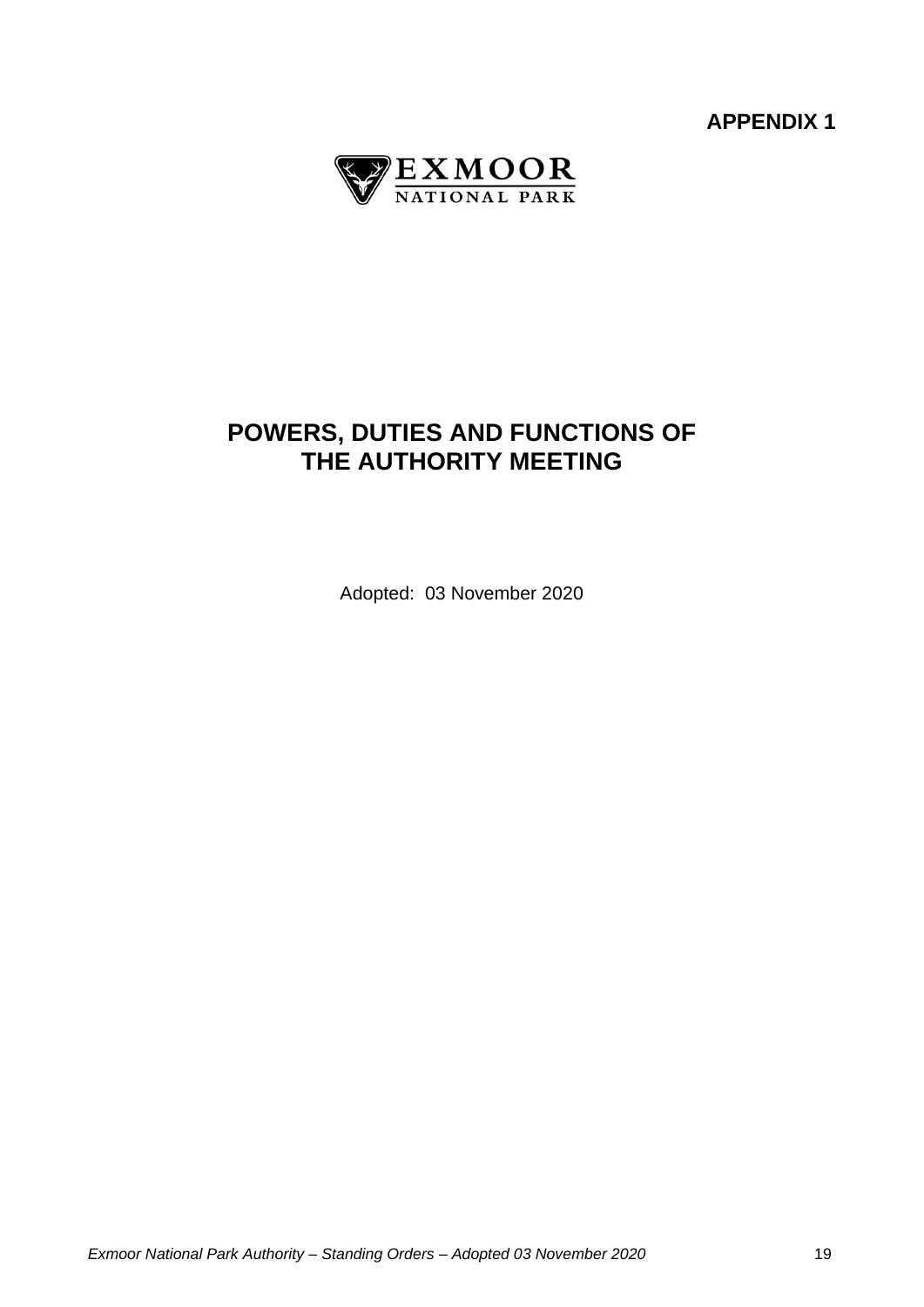**APPENDIX 1**

EXMOOR
NATIONAL PARK

# POWERS, DUTIES AND FUNCTIONS OF THE AUTHORITY MEETING

Adopted: 03 November 2020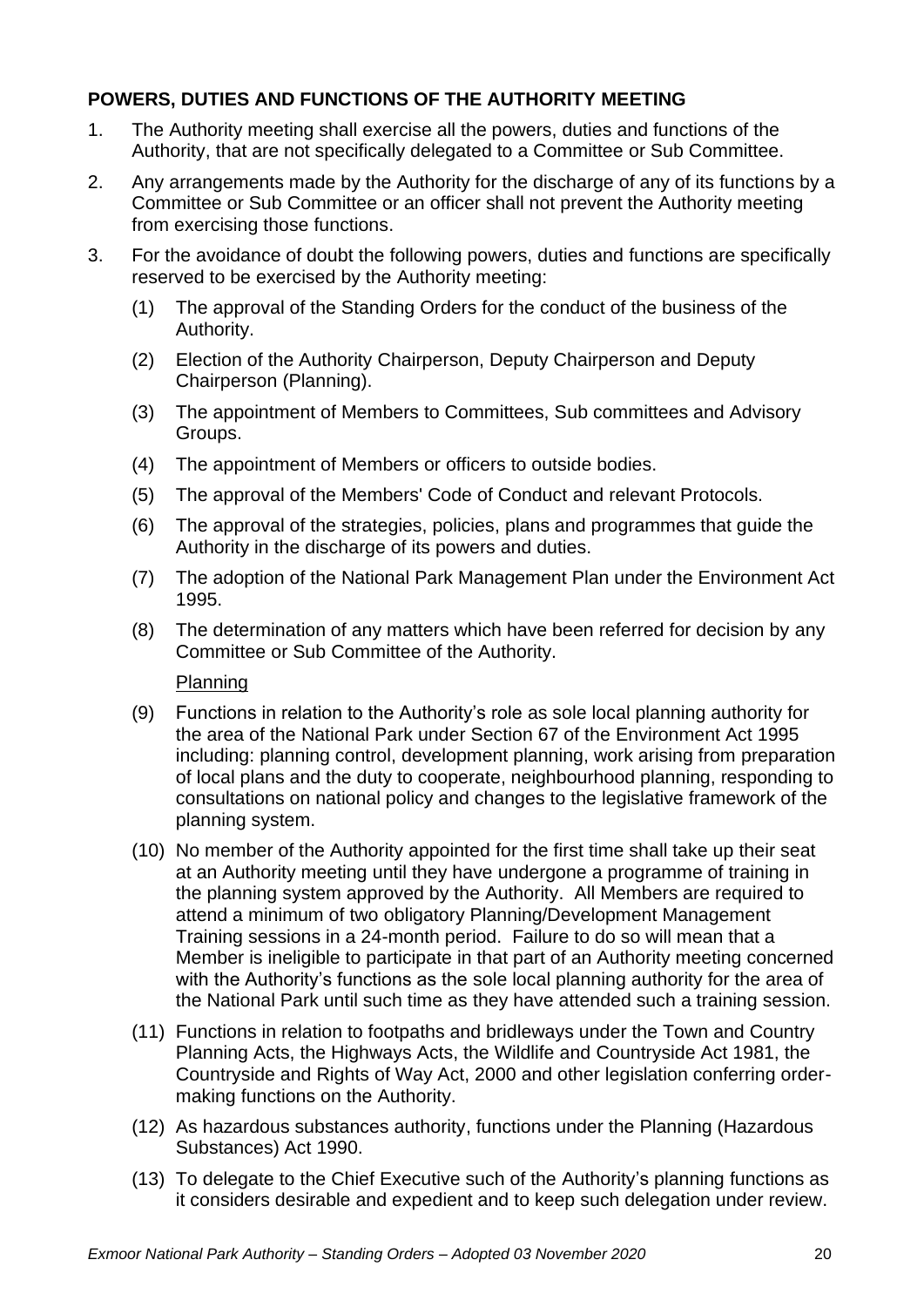## POWERS, DUTIES AND FUNCTIONS OF THE AUTHORITY MEETING

1. The Authority meeting shall exercise all the powers, duties and functions of the Authority, that are not specifically delegated to a Committee or Sub Committee.

2. Any arrangements made by the Authority for the discharge of any of its functions by a Committee or Sub Committee or an officer shall not prevent the Authority meeting from exercising those functions.

3. For the avoidance of doubt the following powers, duties and functions are specifically reserved to be exercised by the Authority meeting:

   (1) The approval of the Standing Orders for the conduct of the business of the Authority.

   (2) Election of the Authority Chairperson, Deputy Chairperson and Deputy Chairperson (Planning).

   (3) The appointment of Members to Committees, Sub committees and Advisory Groups.

   (4) The appointment of Members or officers to outside bodies.

   (5) The approval of the Members' Code of Conduct and relevant Protocols.

   (6) The approval of the strategies, policies, plans and programmes that guide the Authority in the discharge of its powers and duties.

   (7) The adoption of the National Park Management Plan under the Environment Act 1995.

   (8) The determination of any matters which have been referred for decision by any Committee or Sub Committee of the Authority.

   Planning

   (9) Functions in relation to the Authority's role as sole local planning authority for the area of the National Park under Section 67 of the Environment Act 1995 including: planning control, development planning, work arising from preparation of local plans and the duty to cooperate, neighbourhood planning, responding to consultations on national policy and changes to the legislative framework of the planning system.

   (10) No member of the Authority appointed for the first time shall take up their seat at an Authority meeting until they have undergone a programme of training in the planning system approved by the Authority. All Members are required to attend a minimum of two obligatory Planning/Development Management Training sessions in a 24-month period. Failure to do so will mean that a Member is ineligible to participate in that part of an Authority meeting concerned with the Authority's functions as the sole local planning authority for the area of the National Park until such time as they have attended such a training session.

   (11) Functions in relation to footpaths and bridleways under the Town and Country Planning Acts, the Highways Acts, the Wildlife and Countryside Act 1981, the Countryside and Rights of Way Act, 2000 and other legislation conferring order-making functions on the Authority.

   (12) As hazardous substances authority, functions under the Planning (Hazardous Substances) Act 1990.

   (13) To delegate to the Chief Executive such of the Authority's planning functions as it considers desirable and expedient and to keep such delegation under review.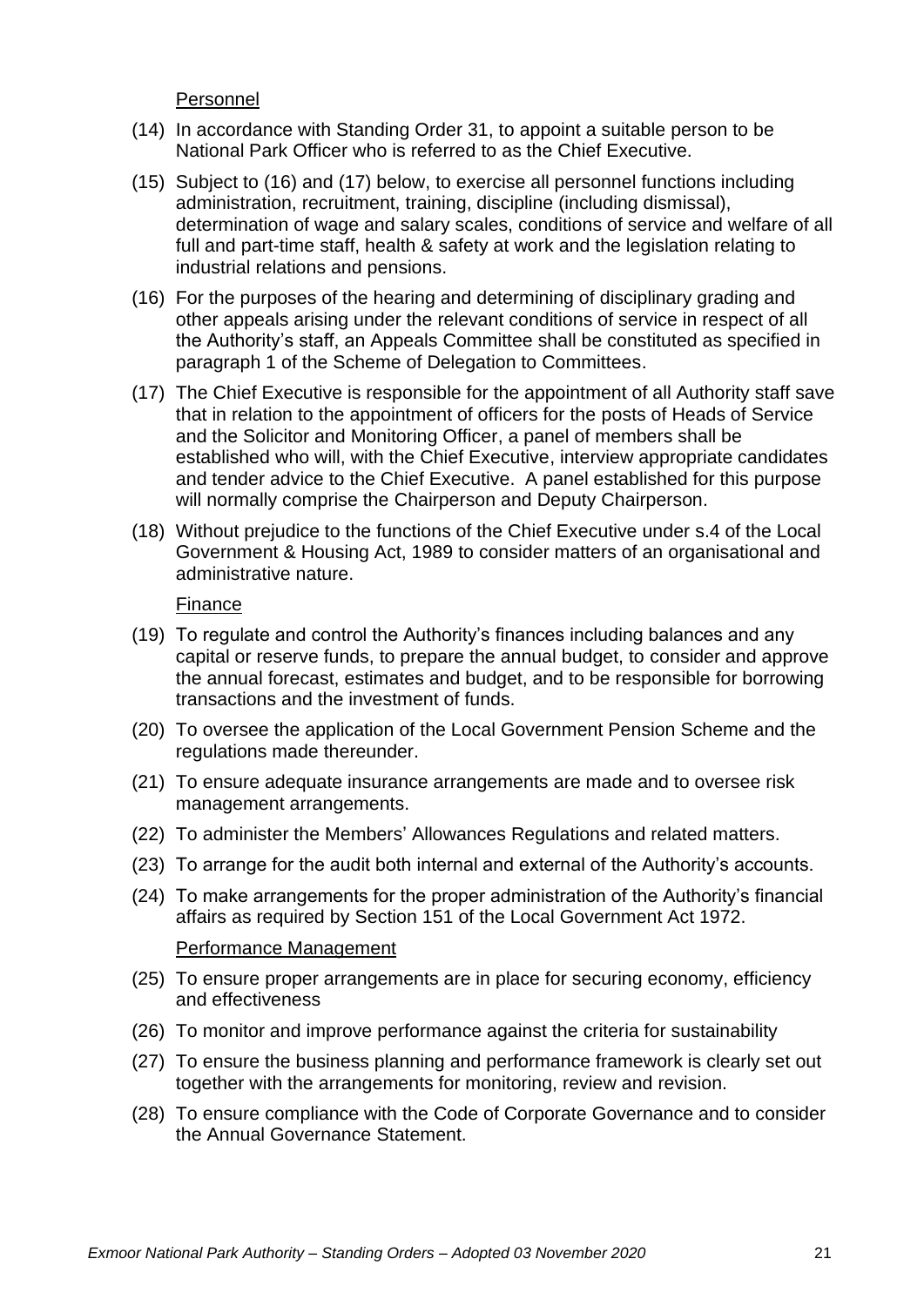Personnel

(14) In accordance with Standing Order 31, to appoint a suitable person to be National Park Officer who is referred to as the Chief Executive.

(15) Subject to (16) and (17) below, to exercise all personnel functions including administration, recruitment, training, discipline (including dismissal), determination of wage and salary scales, conditions of service and welfare of all full and part-time staff, health & safety at work and the legislation relating to industrial relations and pensions.

(16) For the purposes of the hearing and determining of disciplinary grading and other appeals arising under the relevant conditions of service in respect of all the Authority's staff, an Appeals Committee shall be constituted as specified in paragraph 1 of the Scheme of Delegation to Committees.

(17) The Chief Executive is responsible for the appointment of all Authority staff save that in relation to the appointment of officers for the posts of Heads of Service and the Solicitor and Monitoring Officer, a panel of members shall be established who will, with the Chief Executive, interview appropriate candidates and tender advice to the Chief Executive. A panel established for this purpose will normally comprise the Chairperson and Deputy Chairperson.

(18) Without prejudice to the functions of the Chief Executive under s.4 of the Local Government & Housing Act, 1989 to consider matters of an organisational and administrative nature.

Finance

(19) To regulate and control the Authority's finances including balances and any capital or reserve funds, to prepare the annual budget, to consider and approve the annual forecast, estimates and budget, and to be responsible for borrowing transactions and the investment of funds.

(20) To oversee the application of the Local Government Pension Scheme and the regulations made thereunder.

(21) To ensure adequate insurance arrangements are made and to oversee risk management arrangements.

(22) To administer the Members' Allowances Regulations and related matters.

(23) To arrange for the audit both internal and external of the Authority's accounts.

(24) To make arrangements for the proper administration of the Authority's financial affairs as required by Section 151 of the Local Government Act 1972.

Performance Management

(25) To ensure proper arrangements are in place for securing economy, efficiency and effectiveness

(26) To monitor and improve performance against the criteria for sustainability

(27) To ensure the business planning and performance framework is clearly set out together with the arrangements for monitoring, review and revision.

(28) To ensure compliance with the Code of Corporate Governance and to consider the Annual Governance Statement.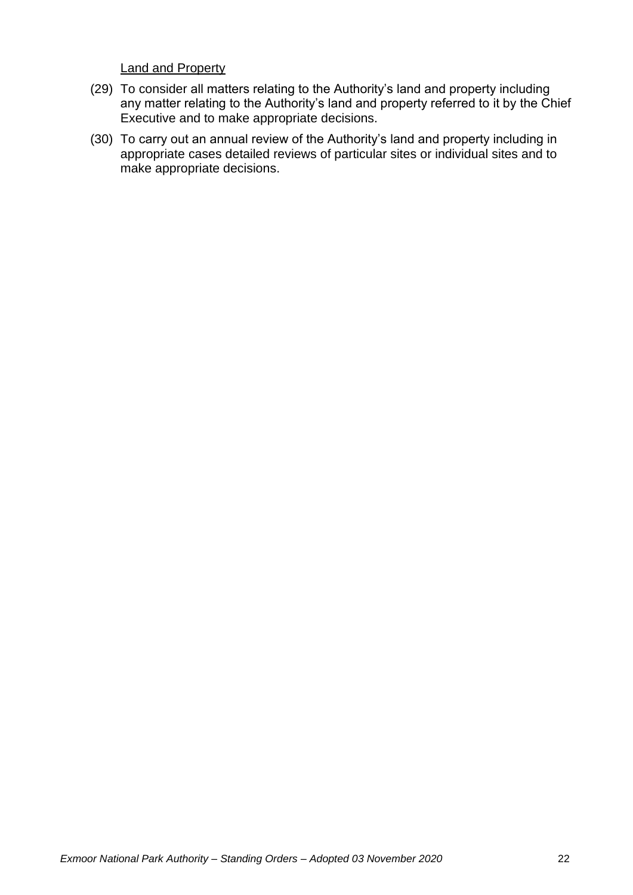<u>Land and Property</u>

(29) To consider all matters relating to the Authority's land and property including any matter relating to the Authority's land and property referred to it by the Chief Executive and to make appropriate decisions.

(30) To carry out an annual review of the Authority's land and property including in appropriate cases detailed reviews of particular sites or individual sites and to make appropriate decisions.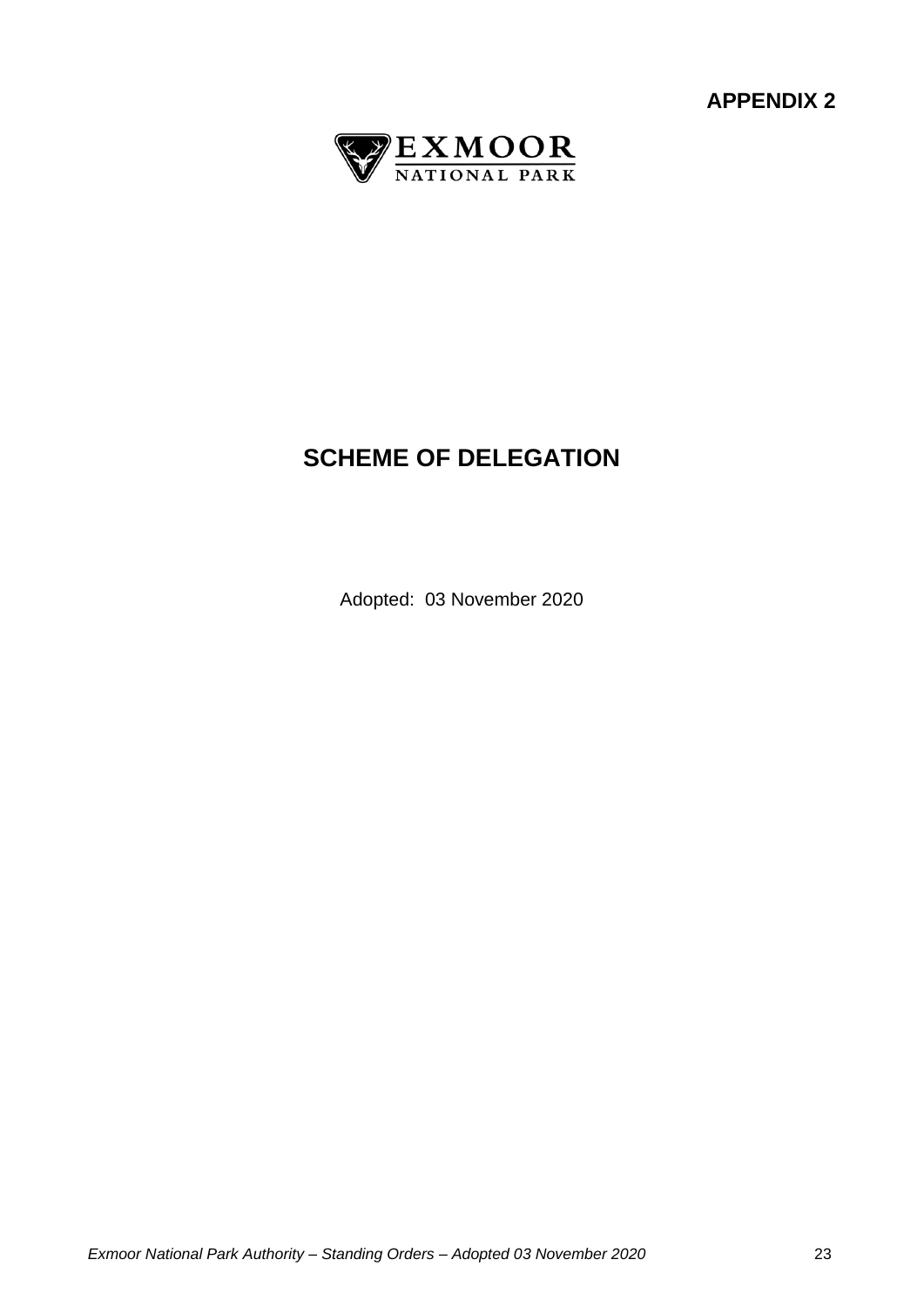**APPENDIX 2**

EXMOOR NATIONAL PARK

# SCHEME OF DELEGATION

Adopted: 03 November 2020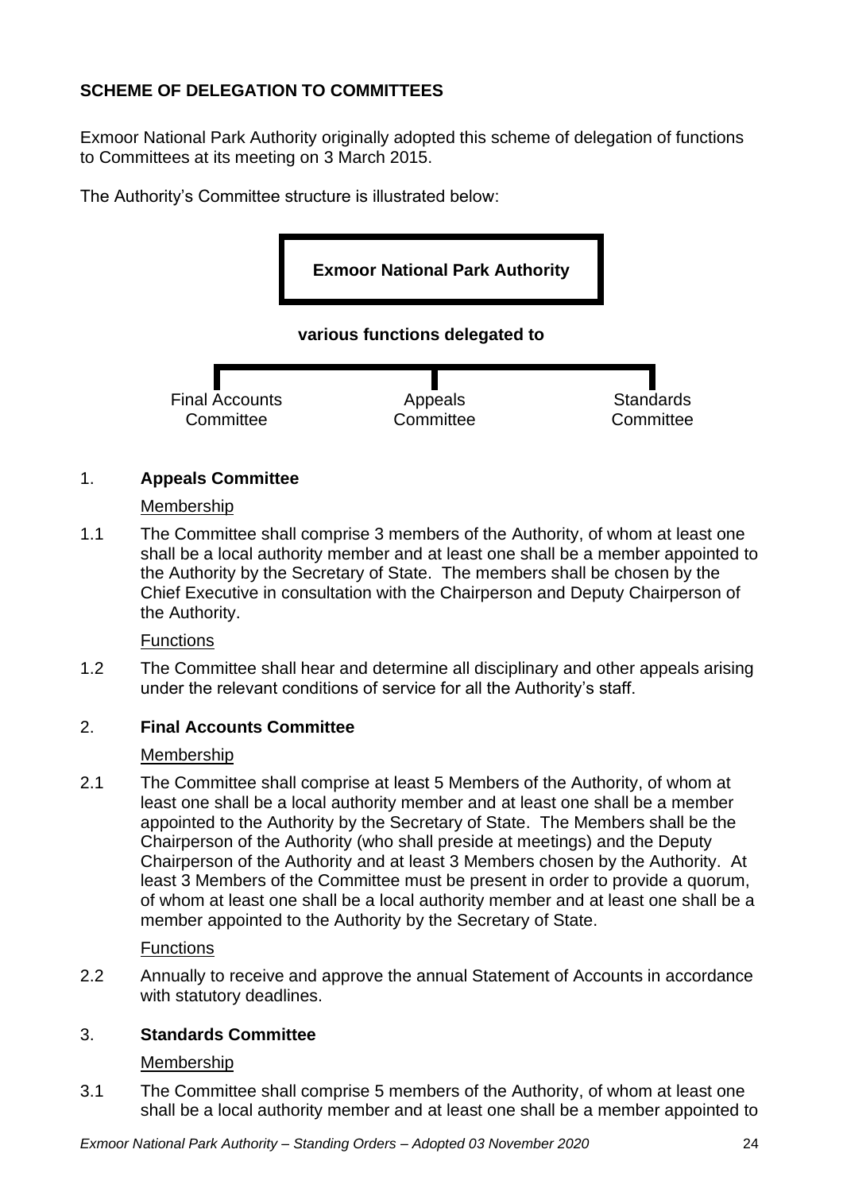## SCHEME OF DELEGATION TO COMMITTEES

Exmoor National Park Authority originally adopted this scheme of delegation of functions to Committees at its meeting on 3 March 2015.

The Authority's Committee structure is illustrated below:

**Exmoor National Park Authority**

**various functions delegated to**

Final Accounts Committee | Appeals Committee | Standards Committee

### 1. Appeals Committee

Membership

1.1 The Committee shall comprise 3 members of the Authority, of whom at least one shall be a local authority member and at least one shall be a member appointed to the Authority by the Secretary of State. The members shall be chosen by the Chief Executive in consultation with the Chairperson and Deputy Chairperson of the Authority.

Functions

1.2 The Committee shall hear and determine all disciplinary and other appeals arising under the relevant conditions of service for all the Authority's staff.

### 2. Final Accounts Committee

Membership

2.1 The Committee shall comprise at least 5 Members of the Authority, of whom at least one shall be a local authority member and at least one shall be a member appointed to the Authority by the Secretary of State. The Members shall be the Chairperson of the Authority (who shall preside at meetings) and the Deputy Chairperson of the Authority and at least 3 Members chosen by the Authority. At least 3 Members of the Committee must be present in order to provide a quorum, of whom at least one shall be a local authority member and at least one shall be a member appointed to the Authority by the Secretary of State.

Functions

2.2 Annually to receive and approve the annual Statement of Accounts in accordance with statutory deadlines.

### 3. Standards Committee

Membership

3.1 The Committee shall comprise 5 members of the Authority, of whom at least one shall be a local authority member and at least one shall be a member appointed to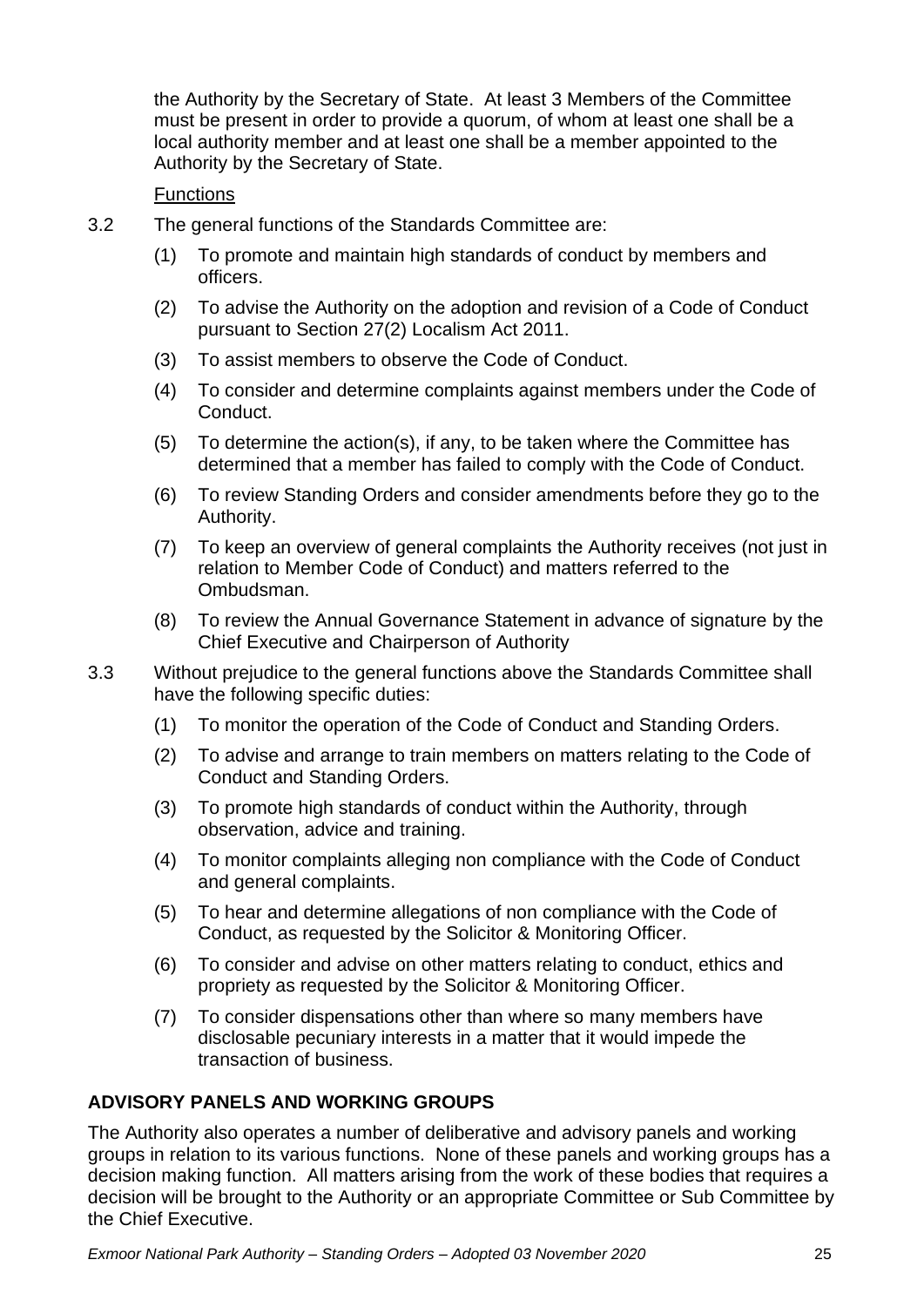the Authority by the Secretary of State. At least 3 Members of the Committee must be present in order to provide a quorum, of whom at least one shall be a local authority member and at least one shall be a member appointed to the Authority by the Secretary of State.

Functions

3.2 The general functions of the Standards Committee are:

(1) To promote and maintain high standards of conduct by members and officers.

(2) To advise the Authority on the adoption and revision of a Code of Conduct pursuant to Section 27(2) Localism Act 2011.

(3) To assist members to observe the Code of Conduct.

(4) To consider and determine complaints against members under the Code of Conduct.

(5) To determine the action(s), if any, to be taken where the Committee has determined that a member has failed to comply with the Code of Conduct.

(6) To review Standing Orders and consider amendments before they go to the Authority.

(7) To keep an overview of general complaints the Authority receives (not just in relation to Member Code of Conduct) and matters referred to the Ombudsman.

(8) To review the Annual Governance Statement in advance of signature by the Chief Executive and Chairperson of Authority

3.3 Without prejudice to the general functions above the Standards Committee shall have the following specific duties:

(1) To monitor the operation of the Code of Conduct and Standing Orders.

(2) To advise and arrange to train members on matters relating to the Code of Conduct and Standing Orders.

(3) To promote high standards of conduct within the Authority, through observation, advice and training.

(4) To monitor complaints alleging non compliance with the Code of Conduct and general complaints.

(5) To hear and determine allegations of non compliance with the Code of Conduct, as requested by the Solicitor & Monitoring Officer.

(6) To consider and advise on other matters relating to conduct, ethics and propriety as requested by the Solicitor & Monitoring Officer.

(7) To consider dispensations other than where so many members have disclosable pecuniary interests in a matter that it would impede the transaction of business.

**ADVISORY PANELS AND WORKING GROUPS**

The Authority also operates a number of deliberative and advisory panels and working groups in relation to its various functions. None of these panels and working groups has a decision making function. All matters arising from the work of these bodies that requires a decision will be brought to the Authority or an appropriate Committee or Sub Committee by the Chief Executive.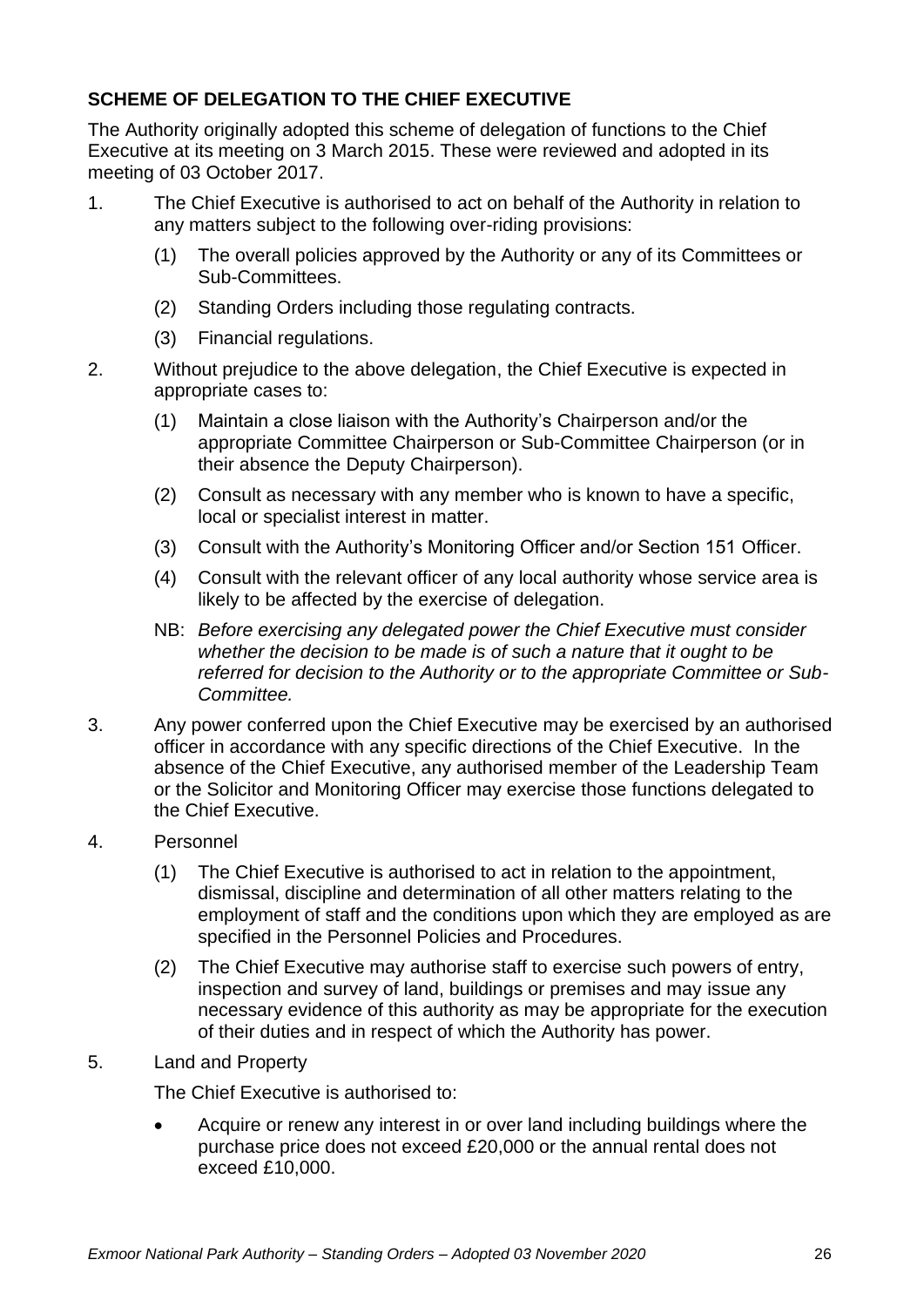## SCHEME OF DELEGATION TO THE CHIEF EXECUTIVE

The Authority originally adopted this scheme of delegation of functions to the Chief Executive at its meeting on 3 March 2015. These were reviewed and adopted in its meeting of 03 October 2017.

1. The Chief Executive is authorised to act on behalf of the Authority in relation to any matters subject to the following over-riding provisions:

   (1) The overall policies approved by the Authority or any of its Committees or Sub-Committees.

   (2) Standing Orders including those regulating contracts.

   (3) Financial regulations.

2. Without prejudice to the above delegation, the Chief Executive is expected in appropriate cases to:

   (1) Maintain a close liaison with the Authority's Chairperson and/or the appropriate Committee Chairperson or Sub-Committee Chairperson (or in their absence the Deputy Chairperson).

   (2) Consult as necessary with any member who is known to have a specific, local or specialist interest in matter.

   (3) Consult with the Authority's Monitoring Officer and/or Section 151 Officer.

   (4) Consult with the relevant officer of any local authority whose service area is likely to be affected by the exercise of delegation.

   NB: *Before exercising any delegated power the Chief Executive must consider whether the decision to be made is of such a nature that it ought to be referred for decision to the Authority or to the appropriate Committee or Sub-Committee.*

3. Any power conferred upon the Chief Executive may be exercised by an authorised officer in accordance with any specific directions of the Chief Executive. In the absence of the Chief Executive, any authorised member of the Leadership Team or the Solicitor and Monitoring Officer may exercise those functions delegated to the Chief Executive.

4. Personnel

   (1) The Chief Executive is authorised to act in relation to the appointment, dismissal, discipline and determination of all other matters relating to the employment of staff and the conditions upon which they are employed as are specified in the Personnel Policies and Procedures.

   (2) The Chief Executive may authorise staff to exercise such powers of entry, inspection and survey of land, buildings or premises and may issue any necessary evidence of this authority as may be appropriate for the execution of their duties and in respect of which the Authority has power.

5. Land and Property

   The Chief Executive is authorised to:

   - Acquire or renew any interest in or over land including buildings where the purchase price does not exceed £20,000 or the annual rental does not exceed £10,000.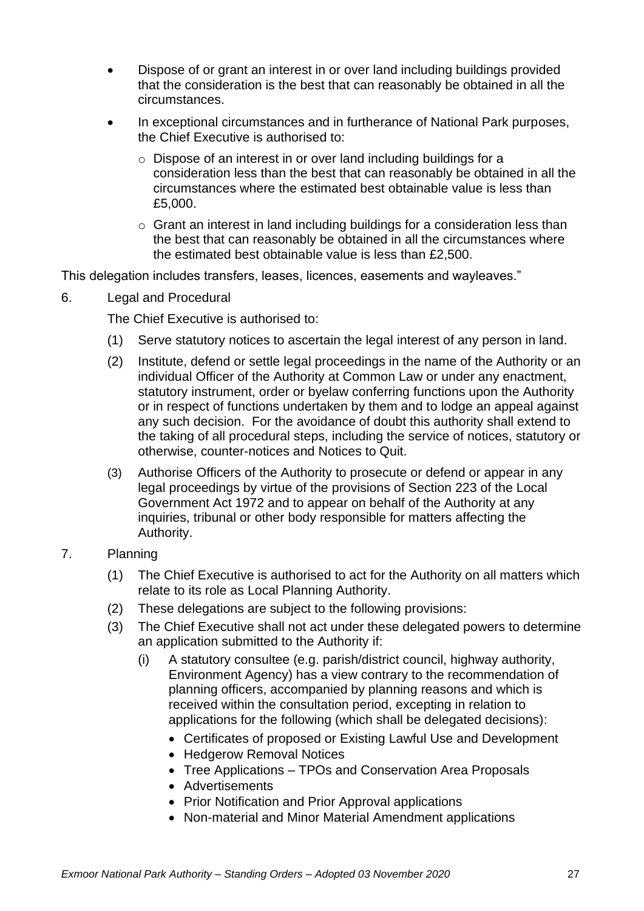- Dispose of or grant an interest in or over land including buildings provided that the consideration is the best that can reasonably be obtained in all the circumstances.
- In exceptional circumstances and in furtherance of National Park purposes, the Chief Executive is authorised to:
  - Dispose of an interest in or over land including buildings for a consideration less than the best that can reasonably be obtained in all the circumstances where the estimated best obtainable value is less than £5,000.
  - Grant an interest in land including buildings for a consideration less than the best that can reasonably be obtained in all the circumstances where the estimated best obtainable value is less than £2,500.

This delegation includes transfers, leases, licences, easements and wayleaves."

6. Legal and Procedural

   The Chief Executive is authorised to:

   (1) Serve statutory notices to ascertain the legal interest of any person in land.

   (2) Institute, defend or settle legal proceedings in the name of the Authority or an individual Officer of the Authority at Common Law or under any enactment, statutory instrument, order or byelaw conferring functions upon the Authority or in respect of functions undertaken by them and to lodge an appeal against any such decision. For the avoidance of doubt this authority shall extend to the taking of all procedural steps, including the service of notices, statutory or otherwise, counter-notices and Notices to Quit.

   (3) Authorise Officers of the Authority to prosecute or defend or appear in any legal proceedings by virtue of the provisions of Section 223 of the Local Government Act 1972 and to appear on behalf of the Authority at any inquiries, tribunal or other body responsible for matters affecting the Authority.

7. Planning

   (1) The Chief Executive is authorised to act for the Authority on all matters which relate to its role as Local Planning Authority.

   (2) These delegations are subject to the following provisions:

   (3) The Chief Executive shall not act under these delegated powers to determine an application submitted to the Authority if:

      (i) A statutory consultee (e.g. parish/district council, highway authority, Environment Agency) has a view contrary to the recommendation of planning officers, accompanied by planning reasons and which is received within the consultation period, excepting in relation to applications for the following (which shall be delegated decisions):

      - Certificates of proposed or Existing Lawful Use and Development
      - Hedgerow Removal Notices
      - Tree Applications – TPOs and Conservation Area Proposals
      - Advertisements
      - Prior Notification and Prior Approval applications
      - Non-material and Minor Material Amendment applications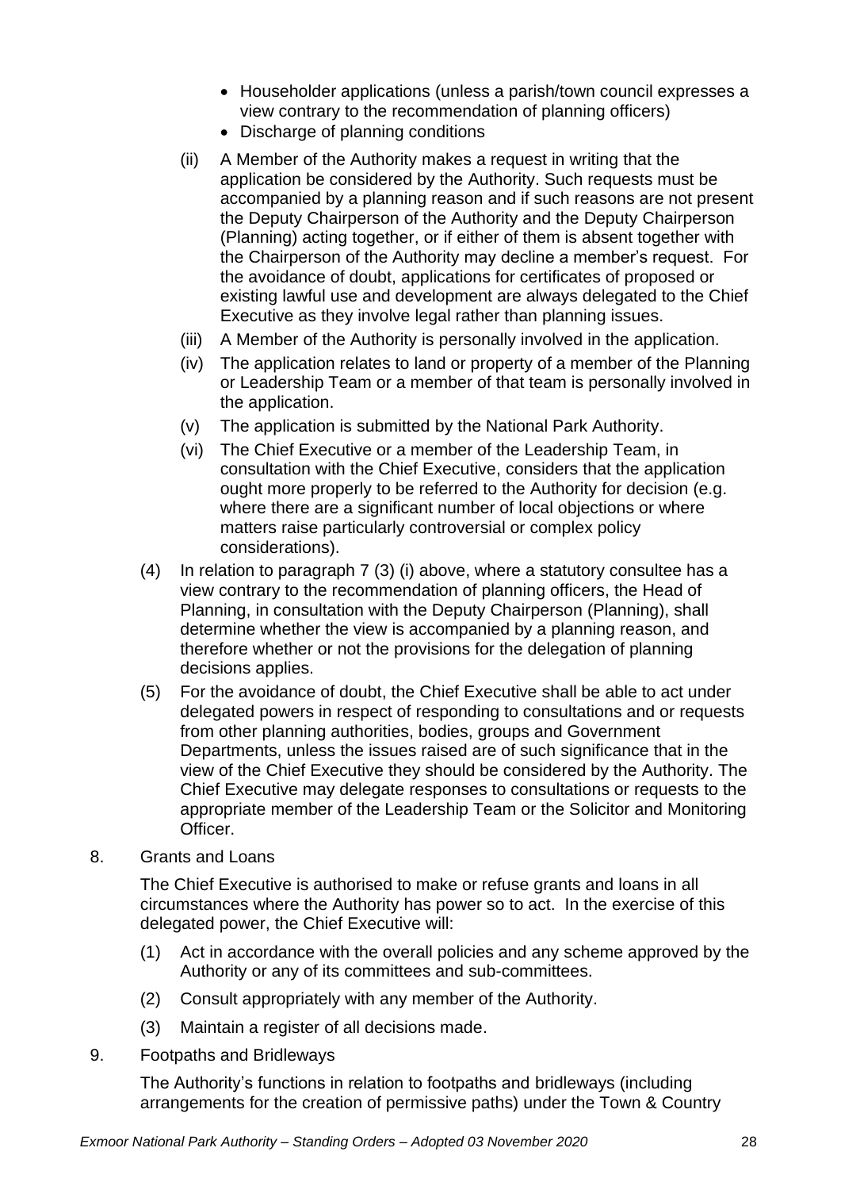- Householder applications (unless a parish/town council expresses a view contrary to the recommendation of planning officers)
- Discharge of planning conditions

(ii) A Member of the Authority makes a request in writing that the application be considered by the Authority. Such requests must be accompanied by a planning reason and if such reasons are not present the Deputy Chairperson of the Authority and the Deputy Chairperson (Planning) acting together, or if either of them is absent together with the Chairperson of the Authority may decline a member's request. For the avoidance of doubt, applications for certificates of proposed or existing lawful use and development are always delegated to the Chief Executive as they involve legal rather than planning issues.

(iii) A Member of the Authority is personally involved in the application.

(iv) The application relates to land or property of a member of the Planning or Leadership Team or a member of that team is personally involved in the application.

(v) The application is submitted by the National Park Authority.

(vi) The Chief Executive or a member of the Leadership Team, in consultation with the Chief Executive, considers that the application ought more properly to be referred to the Authority for decision (e.g. where there are a significant number of local objections or where matters raise particularly controversial or complex policy considerations).

(4) In relation to paragraph 7 (3) (i) above, where a statutory consultee has a view contrary to the recommendation of planning officers, the Head of Planning, in consultation with the Deputy Chairperson (Planning), shall determine whether the view is accompanied by a planning reason, and therefore whether or not the provisions for the delegation of planning decisions applies.

(5) For the avoidance of doubt, the Chief Executive shall be able to act under delegated powers in respect of responding to consultations and or requests from other planning authorities, bodies, groups and Government Departments, unless the issues raised are of such significance that in the view of the Chief Executive they should be considered by the Authority. The Chief Executive may delegate responses to consultations or requests to the appropriate member of the Leadership Team or the Solicitor and Monitoring Officer.

8. Grants and Loans

The Chief Executive is authorised to make or refuse grants and loans in all circumstances where the Authority has power so to act. In the exercise of this delegated power, the Chief Executive will:

(1) Act in accordance with the overall policies and any scheme approved by the Authority or any of its committees and sub-committees.

(2) Consult appropriately with any member of the Authority.

(3) Maintain a register of all decisions made.

9. Footpaths and Bridleways

The Authority's functions in relation to footpaths and bridleways (including arrangements for the creation of permissive paths) under the Town & Country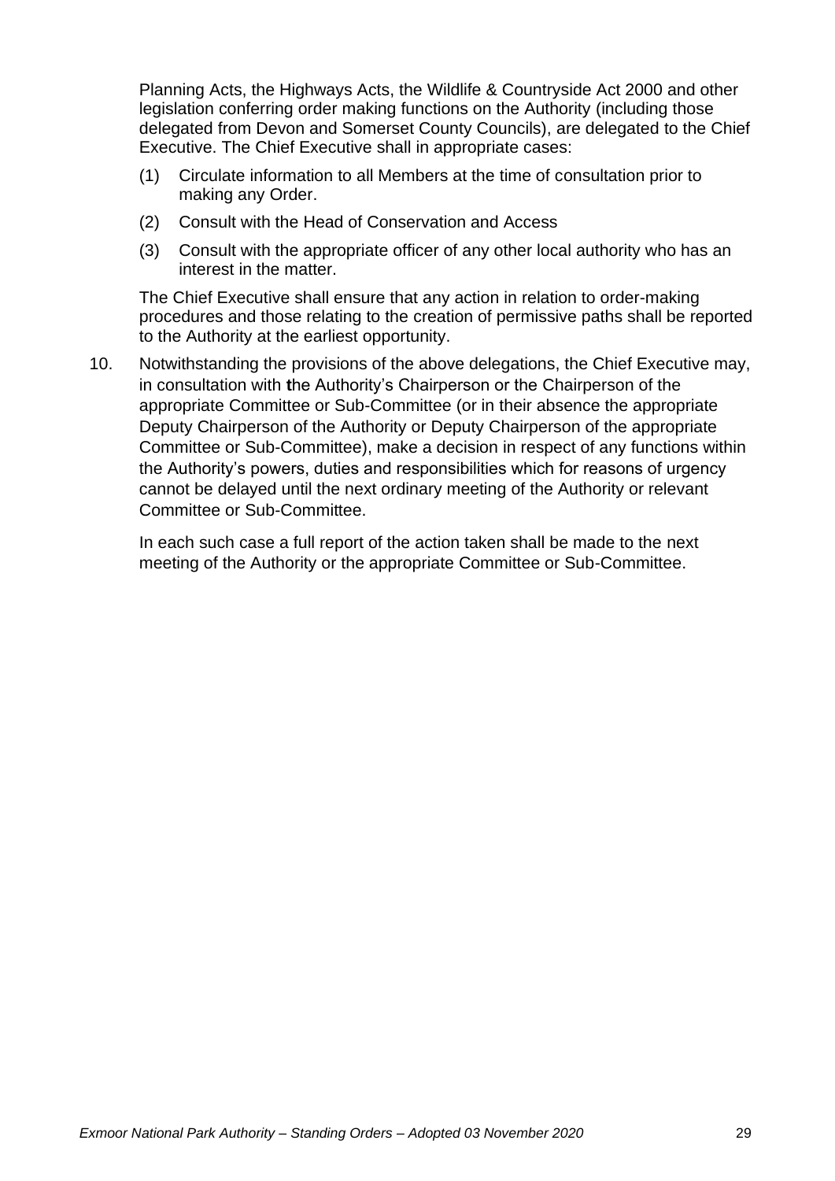Planning Acts, the Highways Acts, the Wildlife & Countryside Act 2000 and other legislation conferring order making functions on the Authority (including those delegated from Devon and Somerset County Councils), are delegated to the Chief Executive. The Chief Executive shall in appropriate cases:

(1) Circulate information to all Members at the time of consultation prior to making any Order.

(2) Consult with the Head of Conservation and Access

(3) Consult with the appropriate officer of any other local authority who has an interest in the matter.

The Chief Executive shall ensure that any action in relation to order-making procedures and those relating to the creation of permissive paths shall be reported to the Authority at the earliest opportunity.

10. Notwithstanding the provisions of the above delegations, the Chief Executive may, in consultation with the Authority's Chairperson or the Chairperson of the appropriate Committee or Sub-Committee (or in their absence the appropriate Deputy Chairperson of the Authority or Deputy Chairperson of the appropriate Committee or Sub-Committee), make a decision in respect of any functions within the Authority's powers, duties and responsibilities which for reasons of urgency cannot be delayed until the next ordinary meeting of the Authority or relevant Committee or Sub-Committee.

    In each such case a full report of the action taken shall be made to the next meeting of the Authority or the appropriate Committee or Sub-Committee.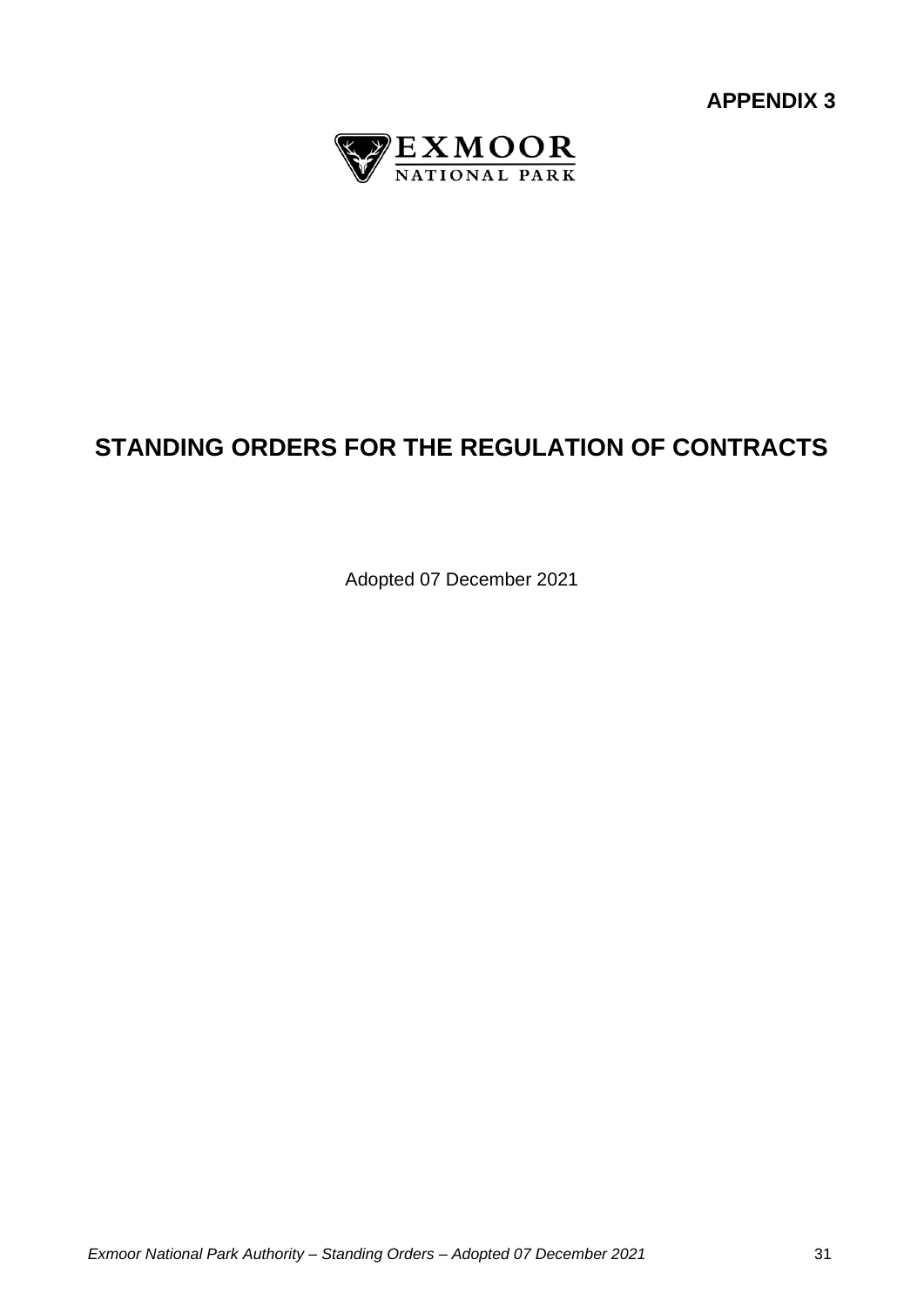**APPENDIX 3**

EXMOOR
NATIONAL PARK

# STANDING ORDERS FOR THE REGULATION OF CONTRACTS

Adopted 07 December 2021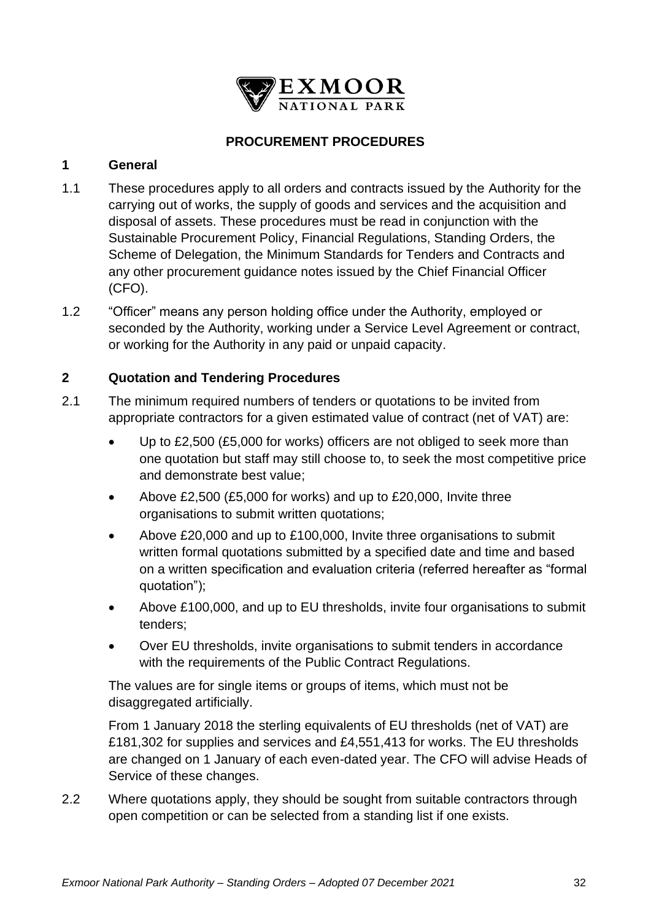EXMOOR NATIONAL PARK

## PROCUREMENT PROCEDURES

### 1 General

1.1 These procedures apply to all orders and contracts issued by the Authority for the carrying out of works, the supply of goods and services and the acquisition and disposal of assets. These procedures must be read in conjunction with the Sustainable Procurement Policy, Financial Regulations, Standing Orders, the Scheme of Delegation, the Minimum Standards for Tenders and Contracts and any other procurement guidance notes issued by the Chief Financial Officer (CFO).

1.2 "Officer" means any person holding office under the Authority, employed or seconded by the Authority, working under a Service Level Agreement or contract, or working for the Authority in any paid or unpaid capacity.

### 2 Quotation and Tendering Procedures

2.1 The minimum required numbers of tenders or quotations to be invited from appropriate contractors for a given estimated value of contract (net of VAT) are:

- Up to £2,500 (£5,000 for works) officers are not obliged to seek more than one quotation but staff may still choose to, to seek the most competitive price and demonstrate best value;
- Above £2,500 (£5,000 for works) and up to £20,000, Invite three organisations to submit written quotations;
- Above £20,000 and up to £100,000, Invite three organisations to submit written formal quotations submitted by a specified date and time and based on a written specification and evaluation criteria (referred hereafter as "formal quotation");
- Above £100,000, and up to EU thresholds, invite four organisations to submit tenders;
- Over EU thresholds, invite organisations to submit tenders in accordance with the requirements of the Public Contract Regulations.

The values are for single items or groups of items, which must not be disaggregated artificially.

From 1 January 2018 the sterling equivalents of EU thresholds (net of VAT) are £181,302 for supplies and services and £4,551,413 for works. The EU thresholds are changed on 1 January of each even-dated year. The CFO will advise Heads of Service of these changes.

2.2 Where quotations apply, they should be sought from suitable contractors through open competition or can be selected from a standing list if one exists.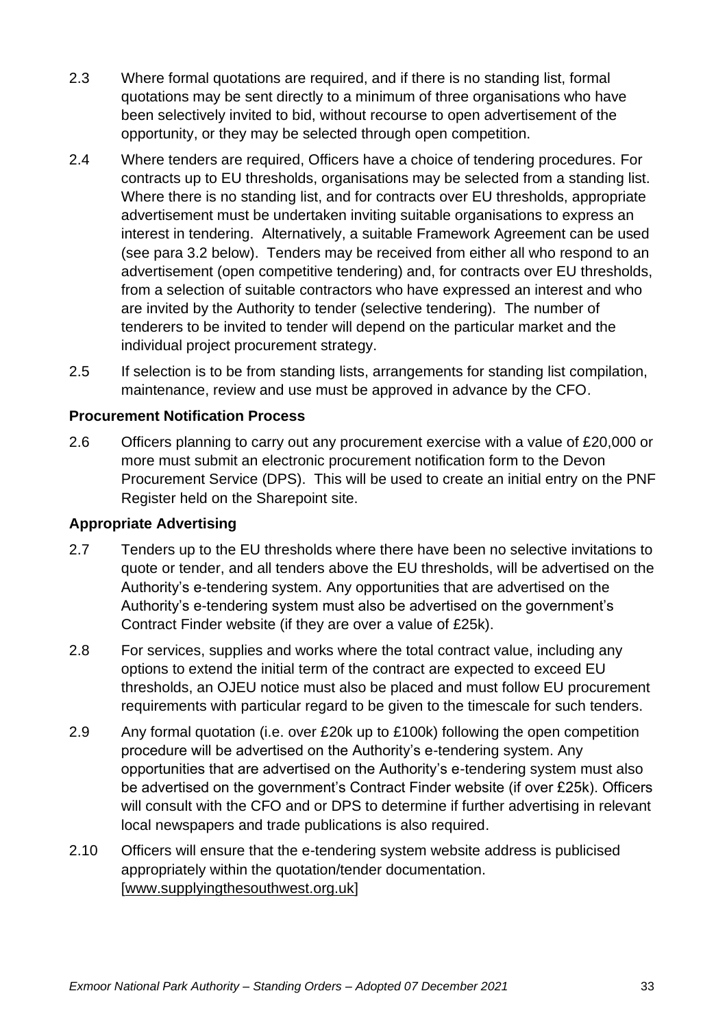2.3 Where formal quotations are required, and if there is no standing list, formal quotations may be sent directly to a minimum of three organisations who have been selectively invited to bid, without recourse to open advertisement of the opportunity, or they may be selected through open competition.

2.4 Where tenders are required, Officers have a choice of tendering procedures. For contracts up to EU thresholds, organisations may be selected from a standing list. Where there is no standing list, and for contracts over EU thresholds, appropriate advertisement must be undertaken inviting suitable organisations to express an interest in tendering. Alternatively, a suitable Framework Agreement can be used (see para 3.2 below). Tenders may be received from either all who respond to an advertisement (open competitive tendering) and, for contracts over EU thresholds, from a selection of suitable contractors who have expressed an interest and who are invited by the Authority to tender (selective tendering). The number of tenderers to be invited to tender will depend on the particular market and the individual project procurement strategy.

2.5 If selection is to be from standing lists, arrangements for standing list compilation, maintenance, review and use must be approved in advance by the CFO.

**Procurement Notification Process**

2.6 Officers planning to carry out any procurement exercise with a value of £20,000 or more must submit an electronic procurement notification form to the Devon Procurement Service (DPS). This will be used to create an initial entry on the PNF Register held on the Sharepoint site.

**Appropriate Advertising**

2.7 Tenders up to the EU thresholds where there have been no selective invitations to quote or tender, and all tenders above the EU thresholds, will be advertised on the Authority's e-tendering system. Any opportunities that are advertised on the Authority's e-tendering system must also be advertised on the government's Contract Finder website (if they are over a value of £25k).

2.8 For services, supplies and works where the total contract value, including any options to extend the initial term of the contract are expected to exceed EU thresholds, an OJEU notice must also be placed and must follow EU procurement requirements with particular regard to be given to the timescale for such tenders.

2.9 Any formal quotation (i.e. over £20k up to £100k) following the open competition procedure will be advertised on the Authority's e-tendering system. Any opportunities that are advertised on the Authority's e-tendering system must also be advertised on the government's Contract Finder website (if over £25k). Officers will consult with the CFO and or DPS to determine if further advertising in relevant local newspapers and trade publications is also required.

2.10 Officers will ensure that the e-tendering system website address is publicised appropriately within the quotation/tender documentation. [www.supplyingthesouthwest.org.uk]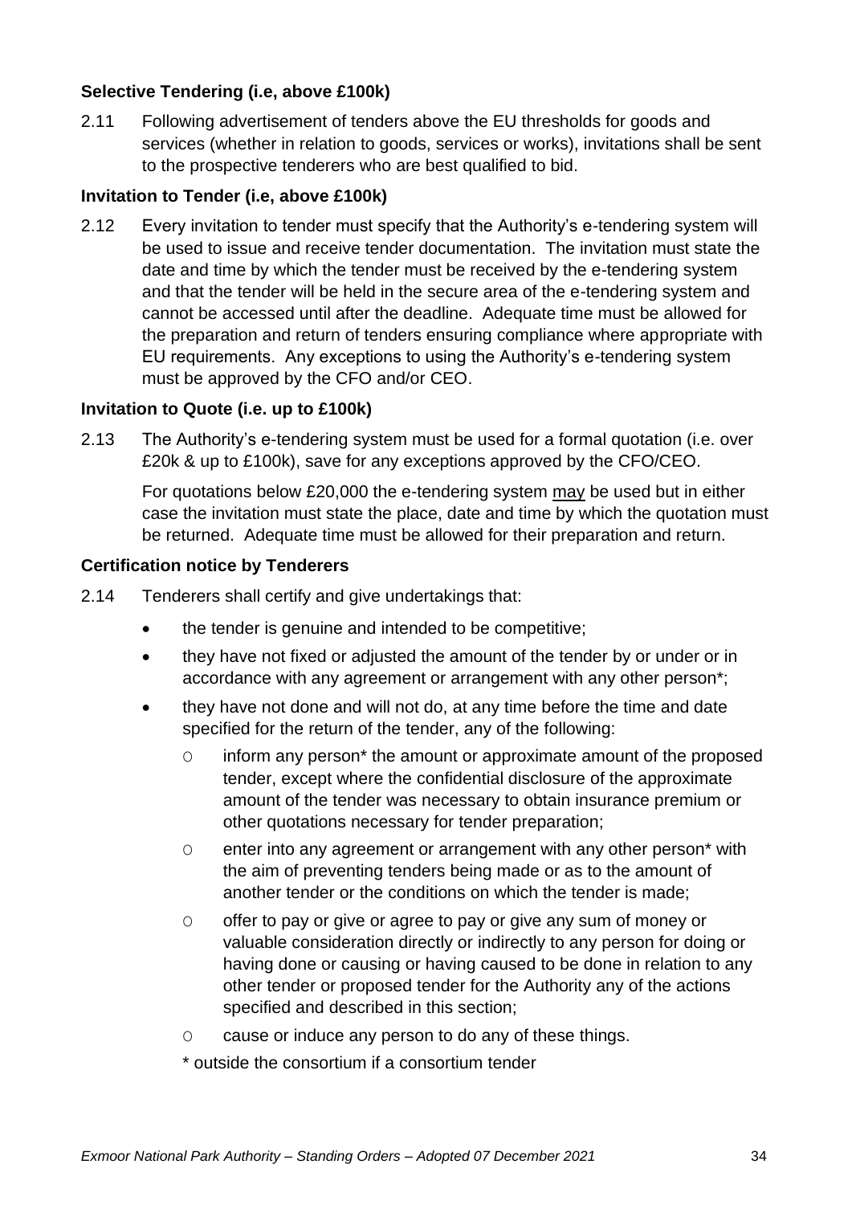**Selective Tendering (i.e, above £100k)**

2.11 Following advertisement of tenders above the EU thresholds for goods and services (whether in relation to goods, services or works), invitations shall be sent to the prospective tenderers who are best qualified to bid.

**Invitation to Tender (i.e, above £100k)**

2.12 Every invitation to tender must specify that the Authority's e-tendering system will be used to issue and receive tender documentation. The invitation must state the date and time by which the tender must be received by the e-tendering system and that the tender will be held in the secure area of the e-tendering system and cannot be accessed until after the deadline. Adequate time must be allowed for the preparation and return of tenders ensuring compliance where appropriate with EU requirements. Any exceptions to using the Authority's e-tendering system must be approved by the CFO and/or CEO.

**Invitation to Quote (i.e. up to £100k)**

2.13 The Authority's e-tendering system must be used for a formal quotation (i.e. over £20k & up to £100k), save for any exceptions approved by the CFO/CEO.

For quotations below £20,000 the e-tendering system <u>may</u> be used but in either case the invitation must state the place, date and time by which the quotation must be returned. Adequate time must be allowed for their preparation and return.

**Certification notice by Tenderers**

2.14 Tenderers shall certify and give undertakings that:

- the tender is genuine and intended to be competitive;
- they have not fixed or adjusted the amount of the tender by or under or in accordance with any agreement or arrangement with any other person*;
- they have not done and will not do, at any time before the time and date specified for the return of the tender, any of the following:
    - inform any person* the amount or approximate amount of the proposed tender, except where the confidential disclosure of the approximate amount of the tender was necessary to obtain insurance premium or other quotations necessary for tender preparation;
    - enter into any agreement or arrangement with any other person* with the aim of preventing tenders being made or as to the amount of another tender or the conditions on which the tender is made;
    - offer to pay or give or agree to pay or give any sum of money or valuable consideration directly or indirectly to any person for doing or having done or causing or having caused to be done in relation to any other tender or proposed tender for the Authority any of the actions specified and described in this section;
    - cause or induce any person to do any of these things.

  * outside the consortium if a consortium tender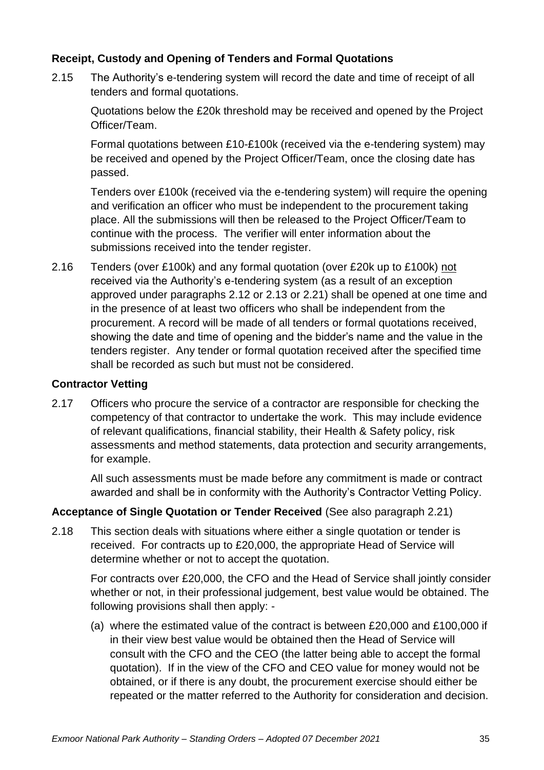### Receipt, Custody and Opening of Tenders and Formal Quotations

2.15 The Authority's e-tendering system will record the date and time of receipt of all tenders and formal quotations.

Quotations below the £20k threshold may be received and opened by the Project Officer/Team.

Formal quotations between £10-£100k (received via the e-tendering system) may be received and opened by the Project Officer/Team, once the closing date has passed.

Tenders over £100k (received via the e-tendering system) will require the opening and verification an officer who must be independent to the procurement taking place. All the submissions will then be released to the Project Officer/Team to continue with the process. The verifier will enter information about the submissions received into the tender register.

2.16 Tenders (over £100k) and any formal quotation (over £20k up to £100k) <u>not</u> received via the Authority's e-tendering system (as a result of an exception approved under paragraphs 2.12 or 2.13 or 2.21) shall be opened at one time and in the presence of at least two officers who shall be independent from the procurement. A record will be made of all tenders or formal quotations received, showing the date and time of opening and the bidder's name and the value in the tenders register. Any tender or formal quotation received after the specified time shall be recorded as such but must not be considered.

### Contractor Vetting

2.17 Officers who procure the service of a contractor are responsible for checking the competency of that contractor to undertake the work. This may include evidence of relevant qualifications, financial stability, their Health & Safety policy, risk assessments and method statements, data protection and security arrangements, for example.

All such assessments must be made before any commitment is made or contract awarded and shall be in conformity with the Authority's Contractor Vetting Policy.

### Acceptance of Single Quotation or Tender Received (See also paragraph 2.21)

2.18 This section deals with situations where either a single quotation or tender is received. For contracts up to £20,000, the appropriate Head of Service will determine whether or not to accept the quotation.

For contracts over £20,000, the CFO and the Head of Service shall jointly consider whether or not, in their professional judgement, best value would be obtained. The following provisions shall then apply: -

(a) where the estimated value of the contract is between £20,000 and £100,000 if in their view best value would be obtained then the Head of Service will consult with the CFO and the CEO (the latter being able to accept the formal quotation). If in the view of the CFO and CEO value for money would not be obtained, or if there is any doubt, the procurement exercise should either be repeated or the matter referred to the Authority for consideration and decision.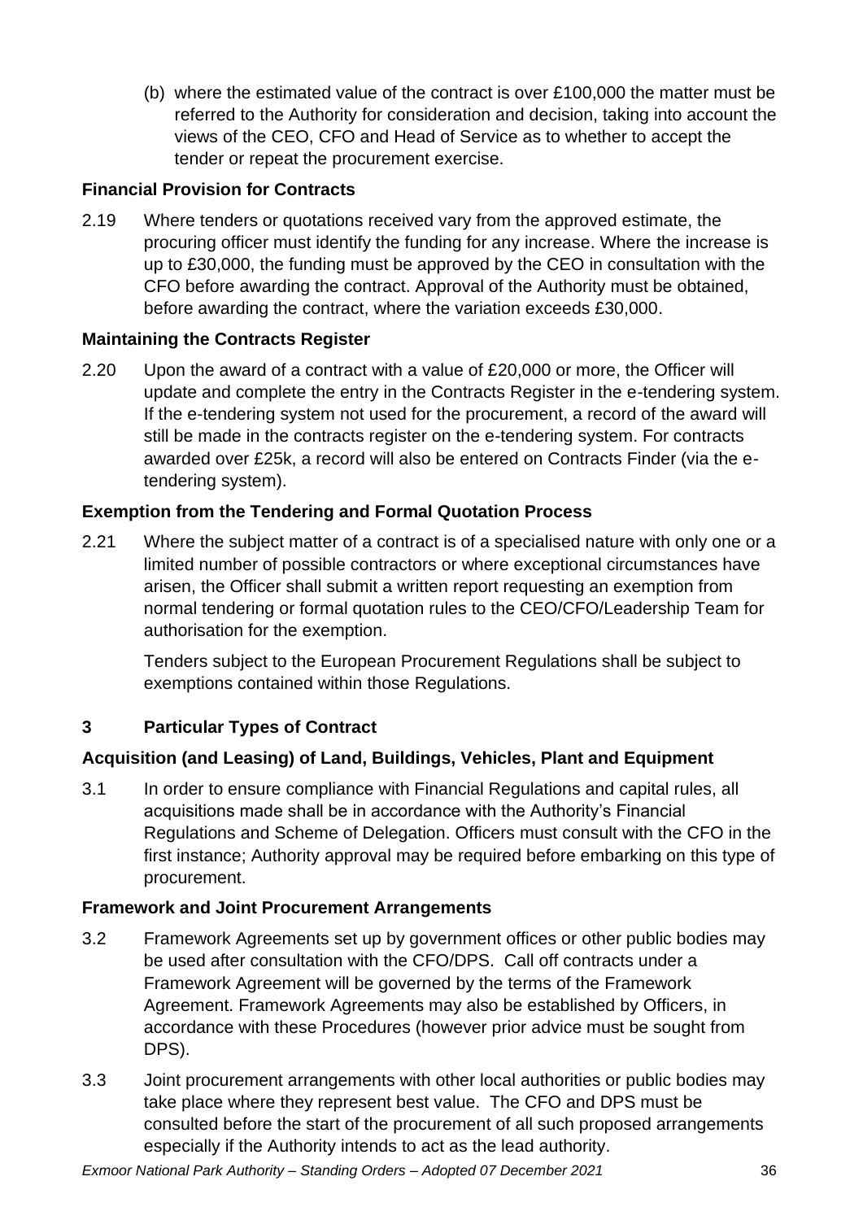(b) where the estimated value of the contract is over £100,000 the matter must be referred to the Authority for consideration and decision, taking into account the views of the CEO, CFO and Head of Service as to whether to accept the tender or repeat the procurement exercise.

**Financial Provision for Contracts**

2.19 Where tenders or quotations received vary from the approved estimate, the procuring officer must identify the funding for any increase. Where the increase is up to £30,000, the funding must be approved by the CEO in consultation with the CFO before awarding the contract. Approval of the Authority must be obtained, before awarding the contract, where the variation exceeds £30,000.

**Maintaining the Contracts Register**

2.20 Upon the award of a contract with a value of £20,000 or more, the Officer will update and complete the entry in the Contracts Register in the e-tendering system. If the e-tendering system not used for the procurement, a record of the award will still be made in the contracts register on the e-tendering system. For contracts awarded over £25k, a record will also be entered on Contracts Finder (via the e-tendering system).

**Exemption from the Tendering and Formal Quotation Process**

2.21 Where the subject matter of a contract is of a specialised nature with only one or a limited number of possible contractors or where exceptional circumstances have arisen, the Officer shall submit a written report requesting an exemption from normal tendering or formal quotation rules to the CEO/CFO/Leadership Team for authorisation for the exemption.

Tenders subject to the European Procurement Regulations shall be subject to exemptions contained within those Regulations.

## 3 Particular Types of Contract

**Acquisition (and Leasing) of Land, Buildings, Vehicles, Plant and Equipment**

3.1 In order to ensure compliance with Financial Regulations and capital rules, all acquisitions made shall be in accordance with the Authority's Financial Regulations and Scheme of Delegation. Officers must consult with the CFO in the first instance; Authority approval may be required before embarking on this type of procurement.

**Framework and Joint Procurement Arrangements**

3.2 Framework Agreements set up by government offices or other public bodies may be used after consultation with the CFO/DPS. Call off contracts under a Framework Agreement will be governed by the terms of the Framework Agreement. Framework Agreements may also be established by Officers, in accordance with these Procedures (however prior advice must be sought from DPS).

3.3 Joint procurement arrangements with other local authorities or public bodies may take place where they represent best value. The CFO and DPS must be consulted before the start of the procurement of all such proposed arrangements especially if the Authority intends to act as the lead authority.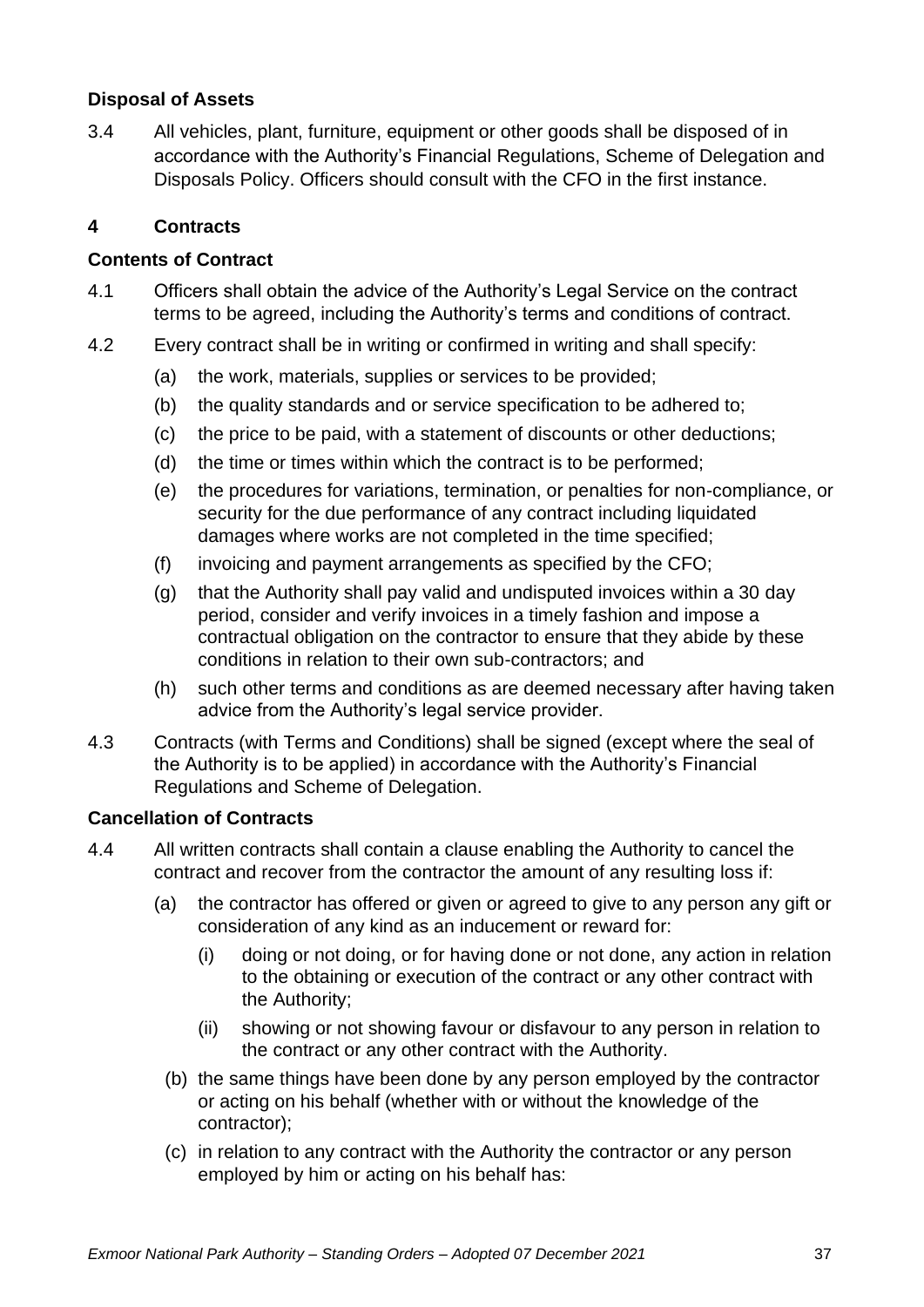### Disposal of Assets

3.4 All vehicles, plant, furniture, equipment or other goods shall be disposed of in accordance with the Authority's Financial Regulations, Scheme of Delegation and Disposals Policy. Officers should consult with the CFO in the first instance.

## 4 Contracts

### Contents of Contract

4.1 Officers shall obtain the advice of the Authority's Legal Service on the contract terms to be agreed, including the Authority's terms and conditions of contract.

4.2 Every contract shall be in writing or confirmed in writing and shall specify:

- (a) the work, materials, supplies or services to be provided;
- (b) the quality standards and or service specification to be adhered to;
- (c) the price to be paid, with a statement of discounts or other deductions;
- (d) the time or times within which the contract is to be performed;
- (e) the procedures for variations, termination, or penalties for non-compliance, or security for the due performance of any contract including liquidated damages where works are not completed in the time specified;
- (f) invoicing and payment arrangements as specified by the CFO;
- (g) that the Authority shall pay valid and undisputed invoices within a 30 day period, consider and verify invoices in a timely fashion and impose a contractual obligation on the contractor to ensure that they abide by these conditions in relation to their own sub-contractors; and
- (h) such other terms and conditions as are deemed necessary after having taken advice from the Authority's legal service provider.

4.3 Contracts (with Terms and Conditions) shall be signed (except where the seal of the Authority is to be applied) in accordance with the Authority's Financial Regulations and Scheme of Delegation.

### Cancellation of Contracts

4.4 All written contracts shall contain a clause enabling the Authority to cancel the contract and recover from the contractor the amount of any resulting loss if:

- (a) the contractor has offered or given or agreed to give to any person any gift or consideration of any kind as an inducement or reward for:
  - (i) doing or not doing, or for having done or not done, any action in relation to the obtaining or execution of the contract or any other contract with the Authority;
  - (ii) showing or not showing favour or disfavour to any person in relation to the contract or any other contract with the Authority.
- (b) the same things have been done by any person employed by the contractor or acting on his behalf (whether with or without the knowledge of the contractor);
- (c) in relation to any contract with the Authority the contractor or any person employed by him or acting on his behalf has: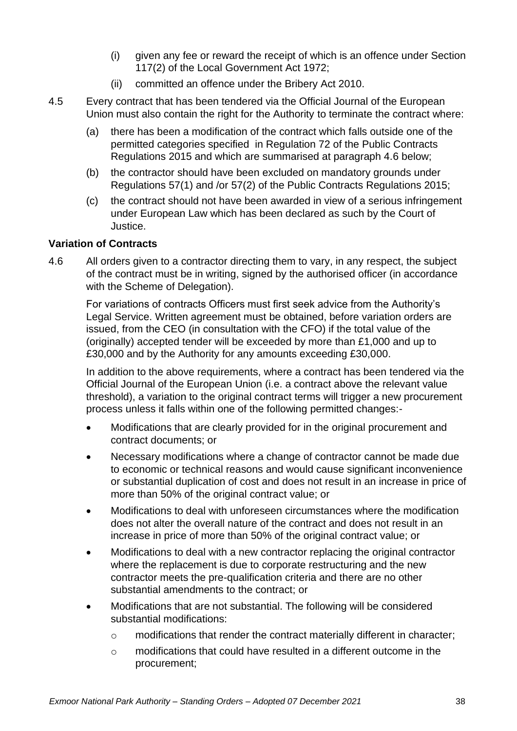(i) given any fee or reward the receipt of which is an offence under Section 117(2) of the Local Government Act 1972;

(ii) committed an offence under the Bribery Act 2010.

4.5 Every contract that has been tendered via the Official Journal of the European Union must also contain the right for the Authority to terminate the contract where:

(a) there has been a modification of the contract which falls outside one of the permitted categories specified in Regulation 72 of the Public Contracts Regulations 2015 and which are summarised at paragraph 4.6 below;

(b) the contractor should have been excluded on mandatory grounds under Regulations 57(1) and /or 57(2) of the Public Contracts Regulations 2015;

(c) the contract should not have been awarded in view of a serious infringement under European Law which has been declared as such by the Court of Justice.

**Variation of Contracts**

4.6 All orders given to a contractor directing them to vary, in any respect, the subject of the contract must be in writing, signed by the authorised officer (in accordance with the Scheme of Delegation).

For variations of contracts Officers must first seek advice from the Authority's Legal Service. Written agreement must be obtained, before variation orders are issued, from the CEO (in consultation with the CFO) if the total value of the (originally) accepted tender will be exceeded by more than £1,000 and up to £30,000 and by the Authority for any amounts exceeding £30,000.

In addition to the above requirements, where a contract has been tendered via the Official Journal of the European Union (i.e. a contract above the relevant value threshold), a variation to the original contract terms will trigger a new procurement process unless it falls within one of the following permitted changes:-

- Modifications that are clearly provided for in the original procurement and contract documents; or
- Necessary modifications where a change of contractor cannot be made due to economic or technical reasons and would cause significant inconvenience or substantial duplication of cost and does not result in an increase in price of more than 50% of the original contract value; or
- Modifications to deal with unforeseen circumstances where the modification does not alter the overall nature of the contract and does not result in an increase in price of more than 50% of the original contract value; or
- Modifications to deal with a new contractor replacing the original contractor where the replacement is due to corporate restructuring and the new contractor meets the pre-qualification criteria and there are no other substantial amendments to the contract; or
- Modifications that are not substantial. The following will be considered substantial modifications:
  - modifications that render the contract materially different in character;
  - modifications that could have resulted in a different outcome in the procurement;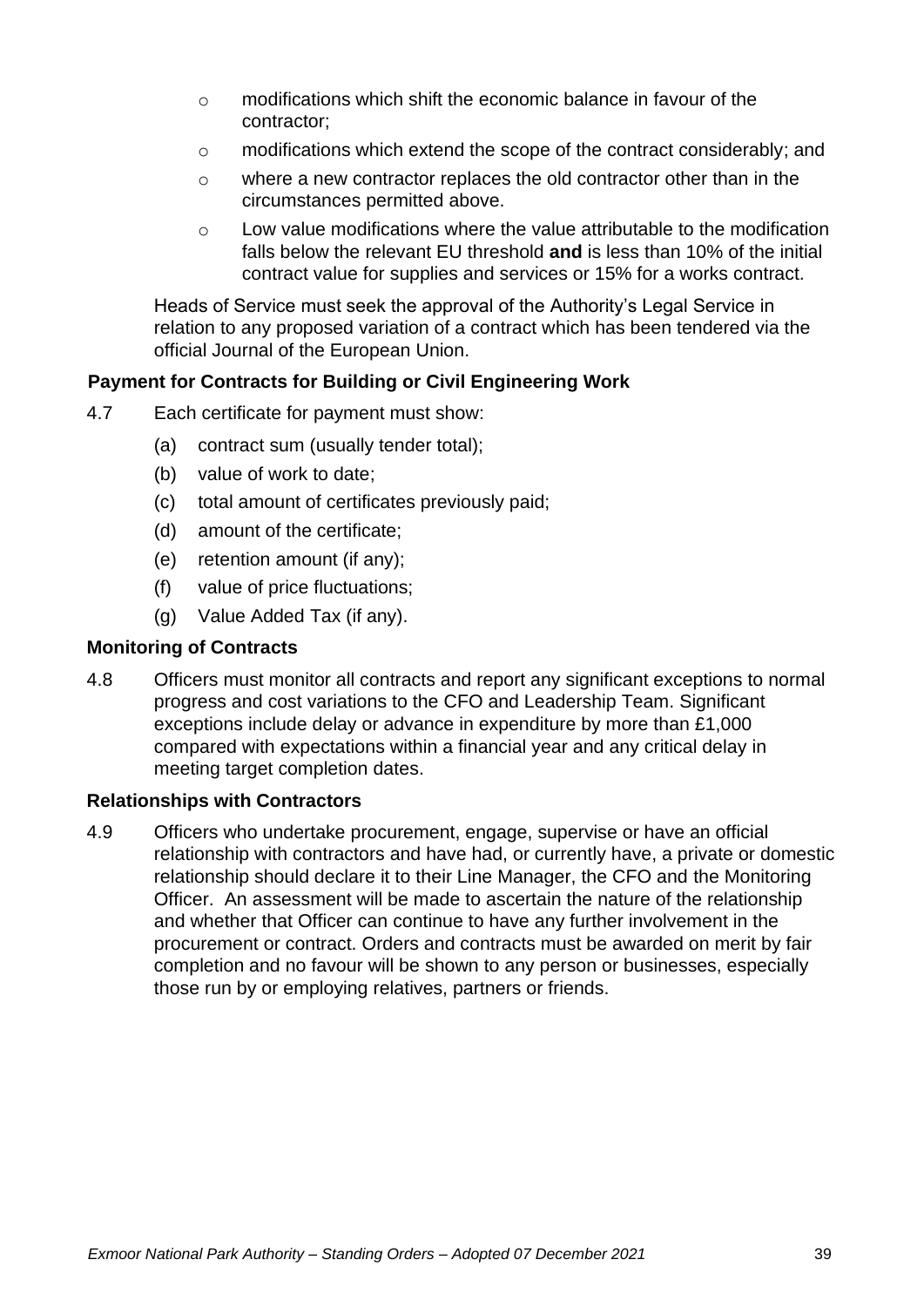- modifications which shift the economic balance in favour of the contractor;
- modifications which extend the scope of the contract considerably; and
- where a new contractor replaces the old contractor other than in the circumstances permitted above.
- Low value modifications where the value attributable to the modification falls below the relevant EU threshold **and** is less than 10% of the initial contract value for supplies and services or 15% for a works contract.

Heads of Service must seek the approval of the Authority's Legal Service in relation to any proposed variation of a contract which has been tendered via the official Journal of the European Union.

**Payment for Contracts for Building or Civil Engineering Work**

4.7 Each certificate for payment must show:

(a) contract sum (usually tender total);

(b) value of work to date;

(c) total amount of certificates previously paid;

(d) amount of the certificate;

(e) retention amount (if any);

(f) value of price fluctuations;

(g) Value Added Tax (if any).

**Monitoring of Contracts**

4.8 Officers must monitor all contracts and report any significant exceptions to normal progress and cost variations to the CFO and Leadership Team. Significant exceptions include delay or advance in expenditure by more than £1,000 compared with expectations within a financial year and any critical delay in meeting target completion dates.

**Relationships with Contractors**

4.9 Officers who undertake procurement, engage, supervise or have an official relationship with contractors and have had, or currently have, a private or domestic relationship should declare it to their Line Manager, the CFO and the Monitoring Officer. An assessment will be made to ascertain the nature of the relationship and whether that Officer can continue to have any further involvement in the procurement or contract. Orders and contracts must be awarded on merit by fair completion and no favour will be shown to any person or businesses, especially those run by or employing relatives, partners or friends.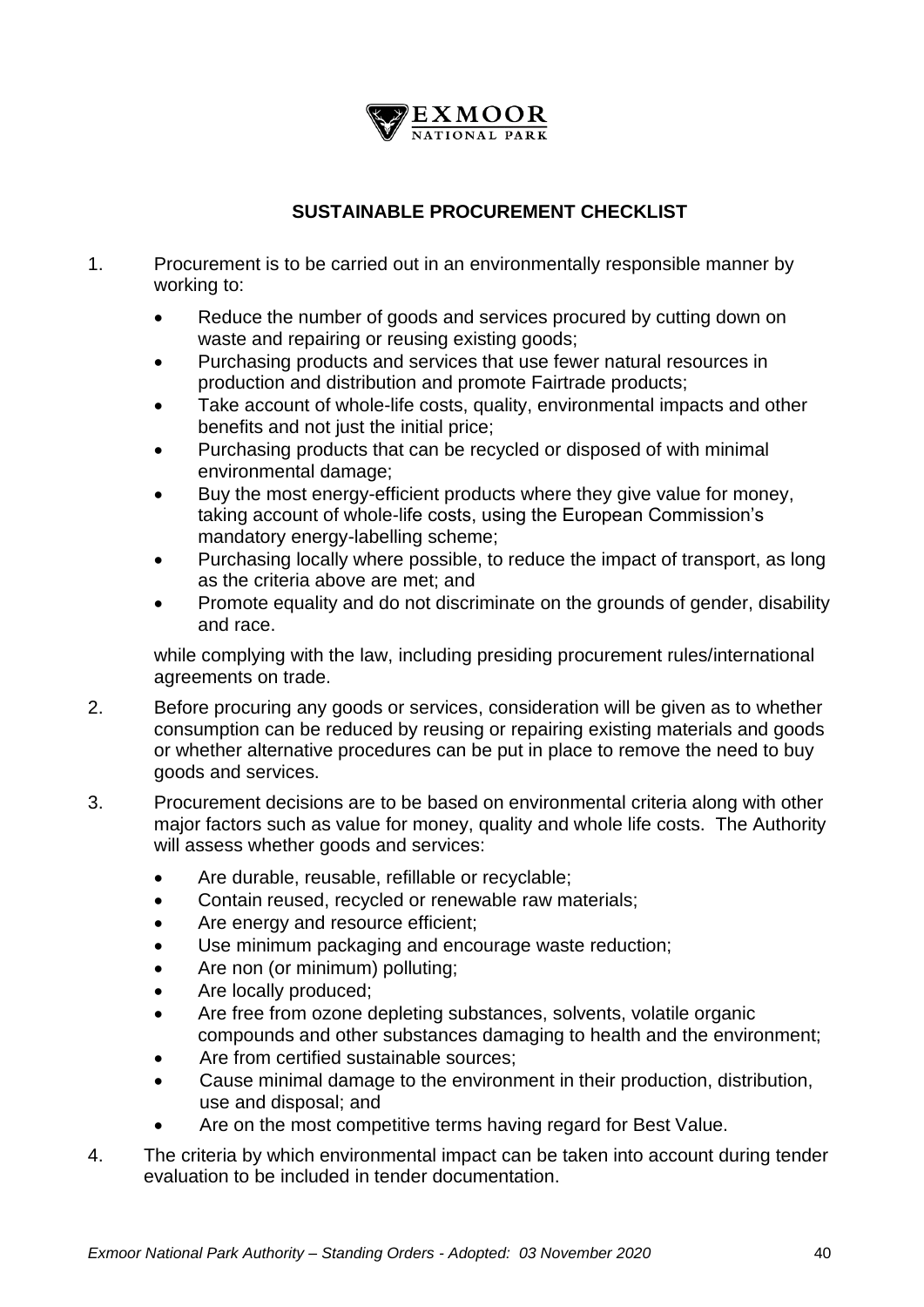## SUSTAINABLE PROCUREMENT CHECKLIST

1. Procurement is to be carried out in an environmentally responsible manner by working to:

   - Reduce the number of goods and services procured by cutting down on waste and repairing or reusing existing goods;
   - Purchasing products and services that use fewer natural resources in production and distribution and promote Fairtrade products;
   - Take account of whole-life costs, quality, environmental impacts and other benefits and not just the initial price;
   - Purchasing products that can be recycled or disposed of with minimal environmental damage;
   - Buy the most energy-efficient products where they give value for money, taking account of whole-life costs, using the European Commission's mandatory energy-labelling scheme;
   - Purchasing locally where possible, to reduce the impact of transport, as long as the criteria above are met; and
   - Promote equality and do not discriminate on the grounds of gender, disability and race.

   while complying with the law, including presiding procurement rules/international agreements on trade.

2. Before procuring any goods or services, consideration will be given as to whether consumption can be reduced by reusing or repairing existing materials and goods or whether alternative procedures can be put in place to remove the need to buy goods and services.

3. Procurement decisions are to be based on environmental criteria along with other major factors such as value for money, quality and whole life costs. The Authority will assess whether goods and services:

   - Are durable, reusable, refillable or recyclable;
   - Contain reused, recycled or renewable raw materials;
   - Are energy and resource efficient;
   - Use minimum packaging and encourage waste reduction;
   - Are non (or minimum) polluting;
   - Are locally produced;
   - Are free from ozone depleting substances, solvents, volatile organic compounds and other substances damaging to health and the environment;
   - Are from certified sustainable sources;
   - Cause minimal damage to the environment in their production, distribution, use and disposal; and
   - Are on the most competitive terms having regard for Best Value.

4. The criteria by which environmental impact can be taken into account during tender evaluation to be included in tender documentation.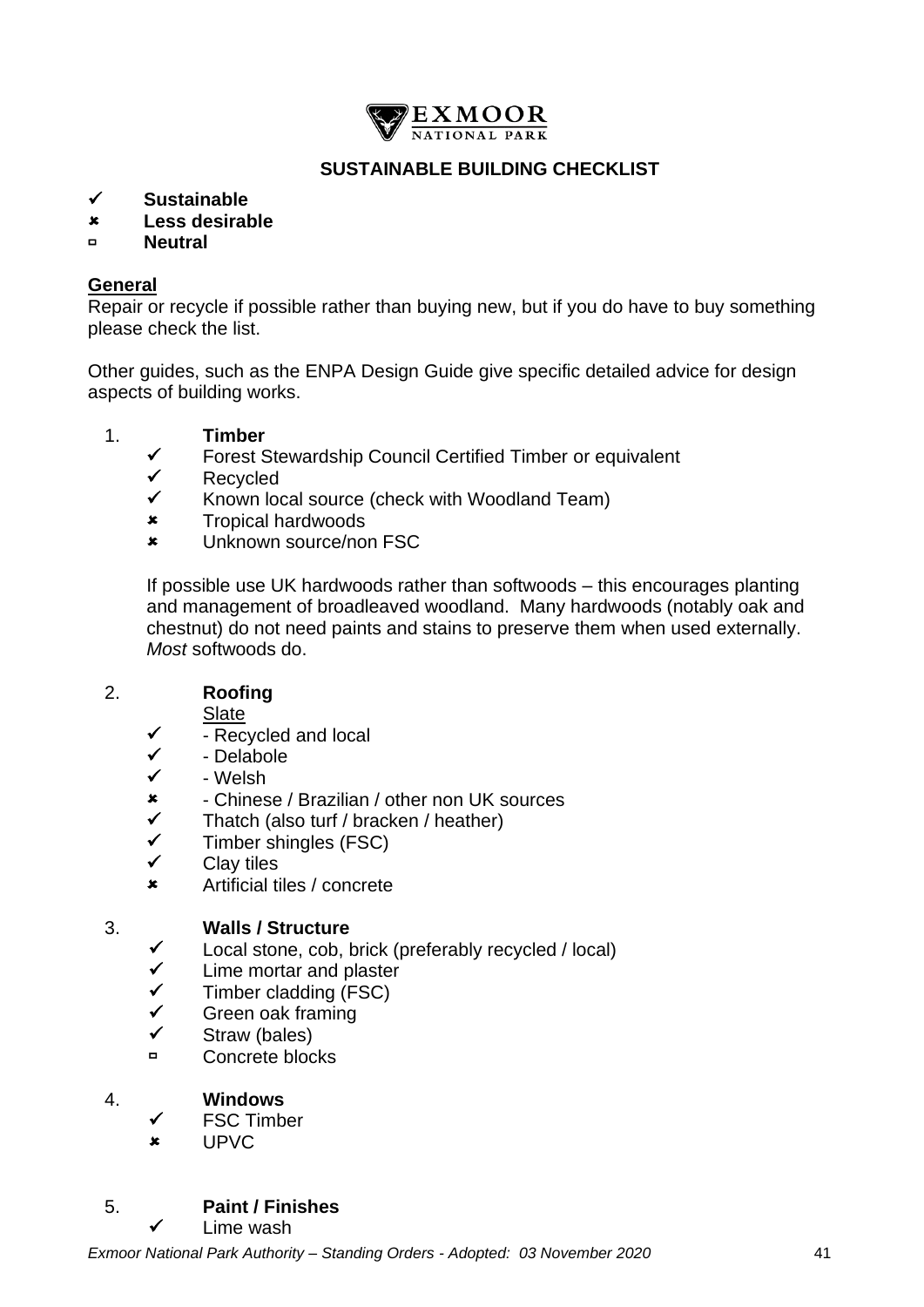EXMOOR
NATIONAL PARK

## SUSTAINABLE BUILDING CHECKLIST

✓ **Sustainable**
✗ **Less desirable**
□ **Neutral**

**General**

Repair or recycle if possible rather than buying new, but if you do have to buy something please check the list.

Other guides, such as the ENPA Design Guide give specific detailed advice for design aspects of building works.

1. **Timber**
   - ✓ Forest Stewardship Council Certified Timber or equivalent
   - ✓ Recycled
   - ✓ Known local source (check with Woodland Team)
   - ✗ Tropical hardwoods
   - ✗ Unknown source/non FSC

   If possible use UK hardwoods rather than softwoods – this encourages planting and management of broadleaved woodland. Many hardwoods (notably oak and chestnut) do not need paints and stains to preserve them when used externally. *Most* softwoods do.

2. **Roofing**

   Slate
   - ✓ - Recycled and local
   - ✓ - Delabole
   - ✓ - Welsh
   - ✗ - Chinese / Brazilian / other non UK sources
   - ✓ Thatch (also turf / bracken / heather)
   - ✓ Timber shingles (FSC)
   - ✓ Clay tiles
   - ✗ Artificial tiles / concrete

3. **Walls / Structure**
   - ✓ Local stone, cob, brick (preferably recycled / local)
   - ✓ Lime mortar and plaster
   - ✓ Timber cladding (FSC)
   - ✓ Green oak framing
   - ✓ Straw (bales)
   - □ Concrete blocks

4. **Windows**
   - ✓ FSC Timber
   - ✗ UPVC

5. **Paint / Finishes**
   - ✓ Lime wash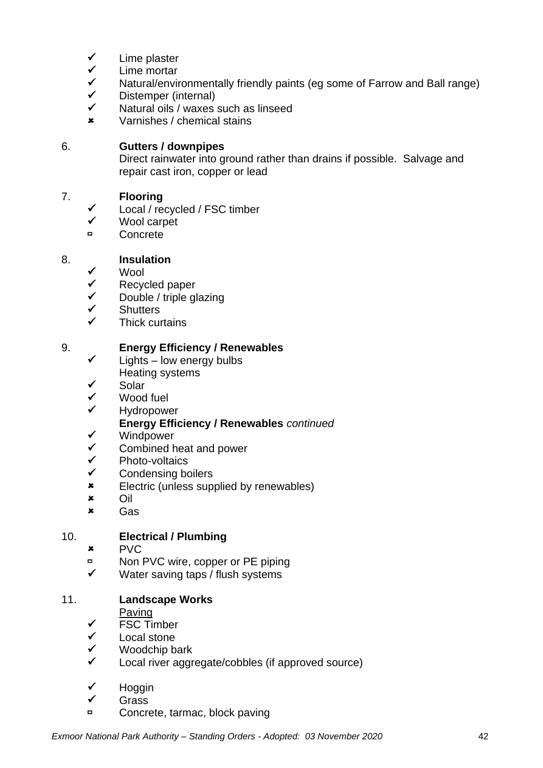- ✓ Lime plaster
- ✓ Lime mortar
- ✓ Natural/environmentally friendly paints (eg some of Farrow and Ball range)
- ✓ Distemper (internal)
- ✓ Natural oils / waxes such as linseed
- ✗ Varnishes / chemical stains

6. **Gutters / downpipes**

   Direct rainwater into ground rather than drains if possible. Salvage and repair cast iron, copper or lead

7. **Flooring**
   - ✓ Local / recycled / FSC timber
   - ✓ Wool carpet
   - ▫ Concrete

8. **Insulation**
   - ✓ Wool
   - ✓ Recycled paper
   - ✓ Double / triple glazing
   - ✓ Shutters
   - ✓ Thick curtains

9. **Energy Efficiency / Renewables**
   - ✓ Lights – low energy bulbs

   Heating systems
   - ✓ Solar
   - ✓ Wood fuel
   - ✓ Hydropower

   **Energy Efficiency / Renewables** *continued*
   - ✓ Windpower
   - ✓ Combined heat and power
   - ✓ Photo-voltaics
   - ✓ Condensing boilers
   - ✗ Electric (unless supplied by renewables)
   - ✗ Oil
   - ✗ Gas

10. **Electrical / Plumbing**
    - ✗ PVC
    - ▫ Non PVC wire, copper or PE piping
    - ✓ Water saving taps / flush systems

11. **Landscape Works**

    Paving
    - ✓ FSC Timber
    - ✓ Local stone
    - ✓ Woodchip bark
    - ✓ Local river aggregate/cobbles (if approved source)

    - ✓ Hoggin
    - ✓ Grass
    - ▫ Concrete, tarmac, block paving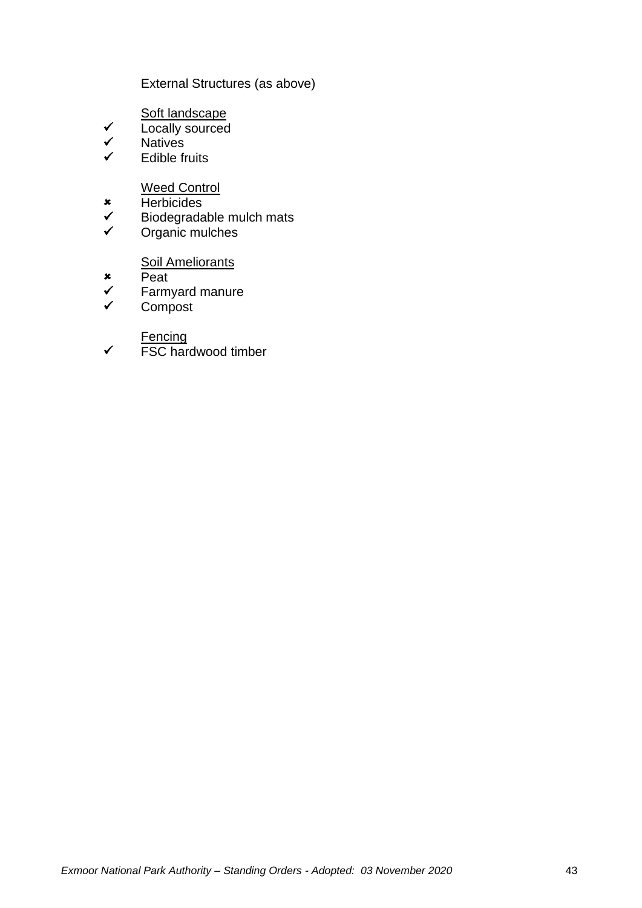External Structures (as above)

Soft landscape

- ✓ Locally sourced
- ✓ Natives
- ✓ Edible fruits

Weed Control

- ✗ Herbicides
- ✓ Biodegradable mulch mats
- ✓ Organic mulches

Soil Ameliorants

- ✗ Peat
- ✓ Farmyard manure
- ✓ Compost

Fencing

- ✓ FSC hardwood timber